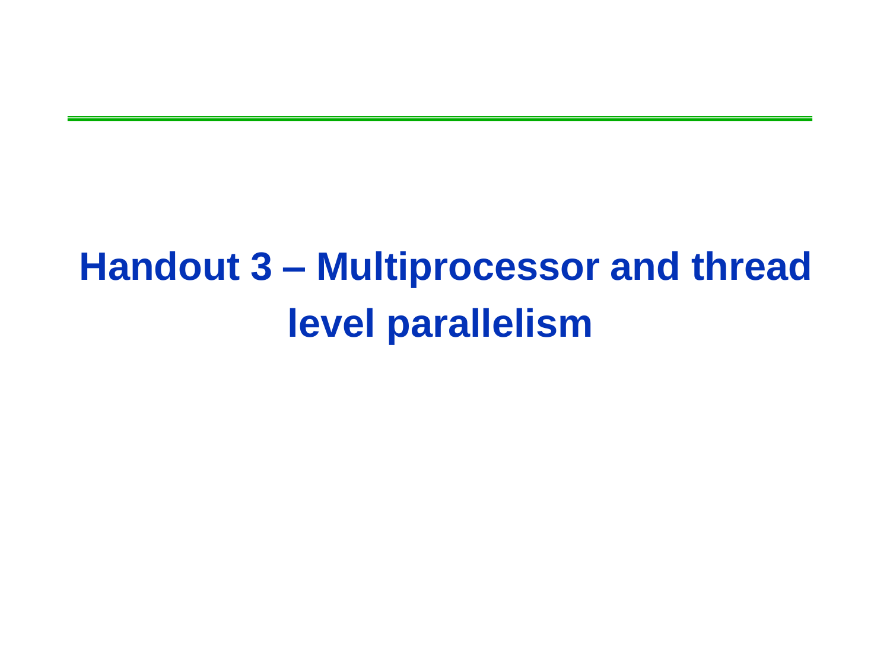# Handout 3 – Multiprocessor and thread level parallelism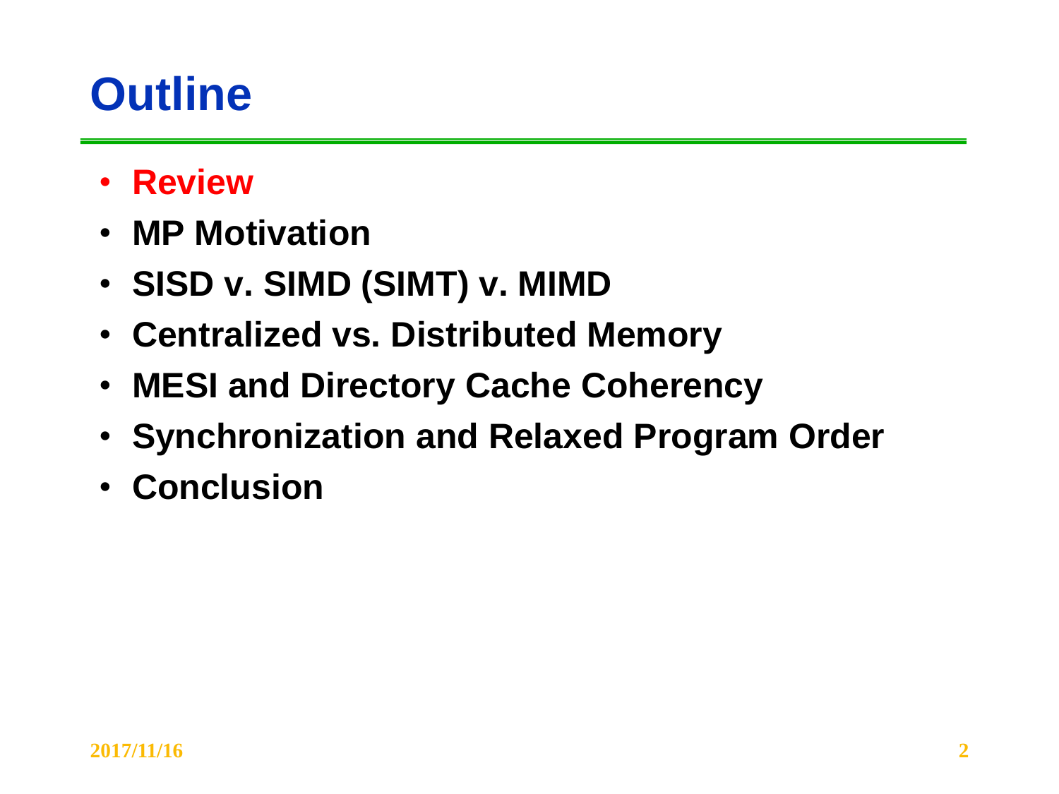# Outline

- **Review**
- **MP Motivation**
- **SISD v. SIMD (SIMT) v. MIMD**
- **Centralized vs. Distributed Memory**
- **MESI and Directory Cache Coherency**
- **Synchronization and Relaxed Program Order**
- **Conclusion**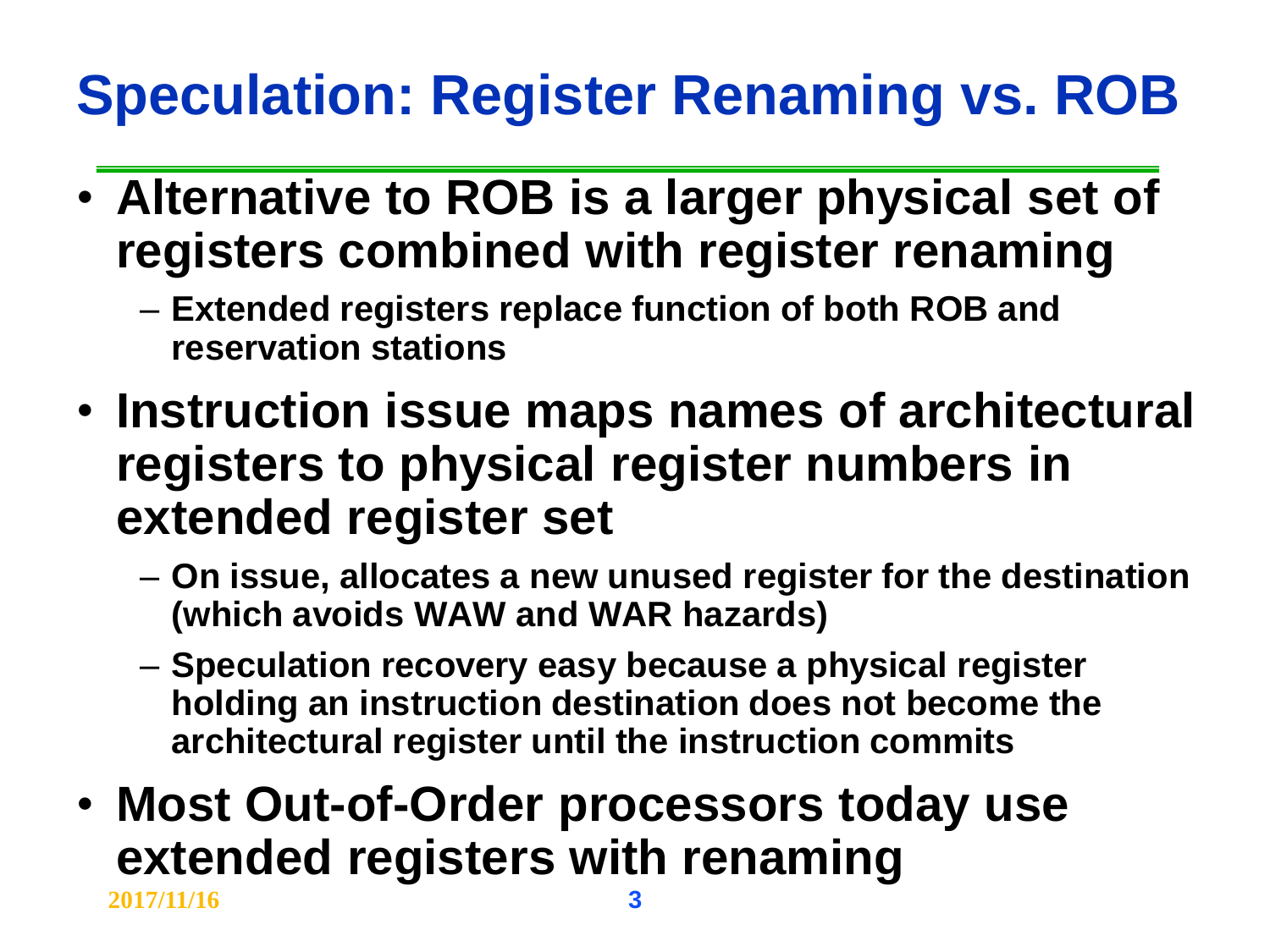# Speculation: Register Renaming vs. ROB

- **Alternative to ROB is a larger physical set of registers combined with register renaming**
  - **Extended registers replace function of both ROB and reservation stations**
- **Instruction issue maps names of architectural registers to physical register numbers in extended register set**
  - **On issue, allocates a new unused register for the destination (which avoids WAW and WAR hazards)**
  - **Speculation recovery easy because a physical register holding an instruction destination does not become the architectural register until the instruction commits**
- **Most Out-of-Order processors today use extended registers with renaming**

**2017/11/16**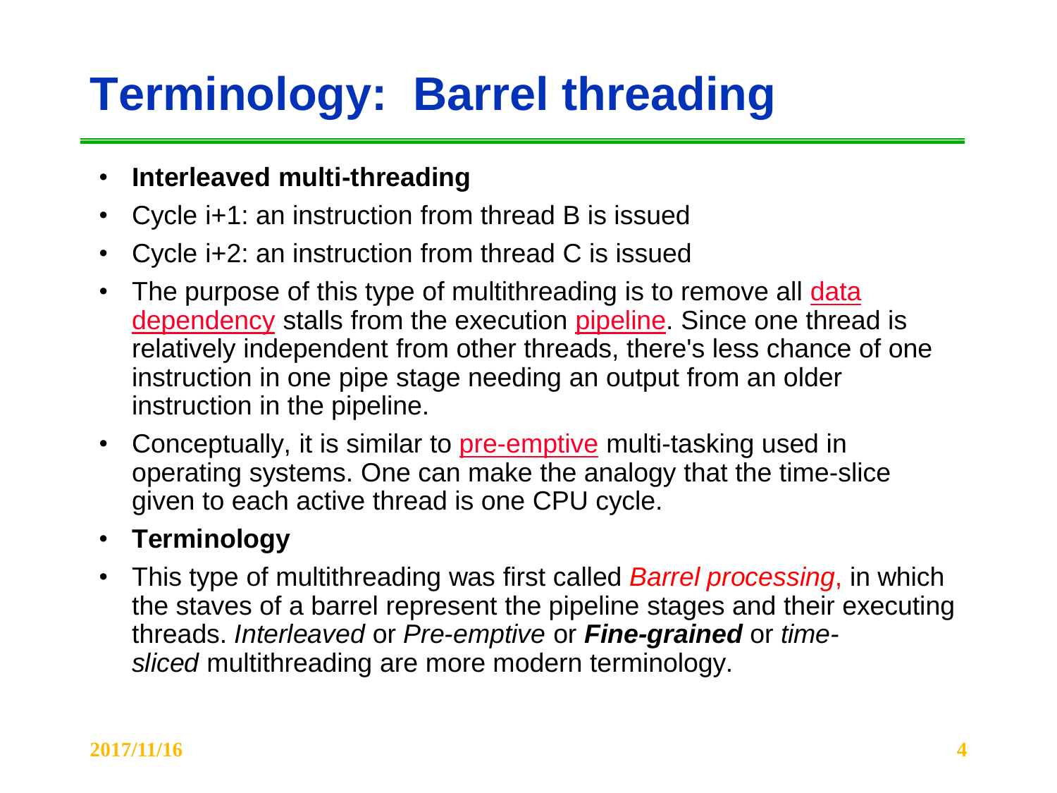# Terminology: Barrel threading

- **Interleaved multi-threading**
- Cycle i+1: an instruction from thread B is issued
- Cycle i+2: an instruction from thread C is issued
- The purpose of this type of multithreading is to remove all data dependency stalls from the execution pipeline. Since one thread is relatively independent from other threads, there's less chance of one instruction in one pipe stage needing an output from an older instruction in the pipeline.
- Conceptually, it is similar to pre-emptive multi-tasking used in operating systems. One can make the analogy that the time-slice given to each active thread is one CPU cycle.
- **Terminology**
- This type of multithreading was first called *Barrel processing*, in which the staves of a barrel represent the pipeline stages and their executing threads. *Interleaved* or *Pre-emptive* or ***Fine-grained*** or *time-sliced* multithreading are more modern terminology.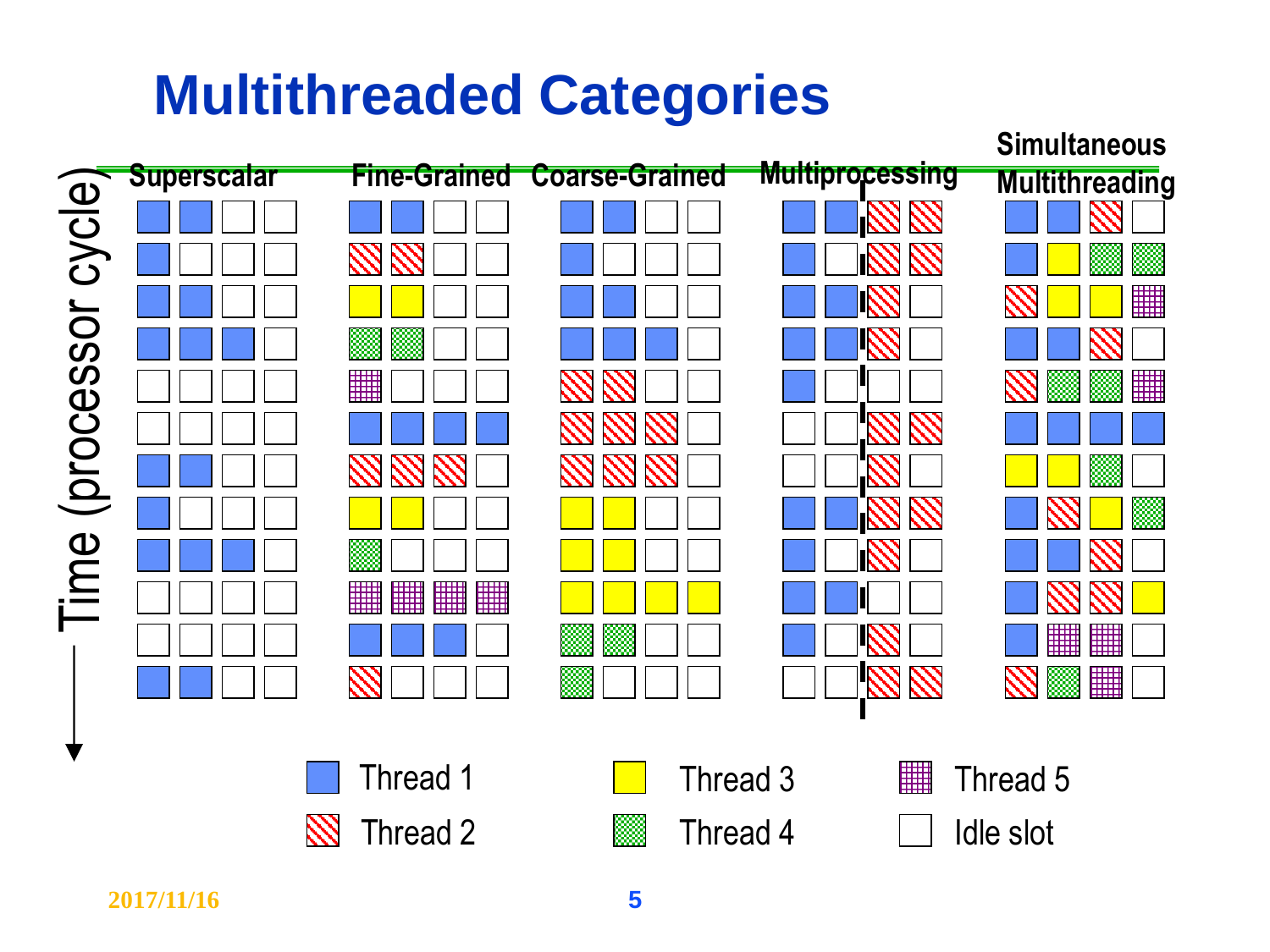# Multithreaded Categories

Superscalar | Fine-Grained | Coarse-Grained | Multiprocessing | Simultaneous Multithreading

Time (processor cycle)

- Thread 1
- Thread 2
- Thread 3
- Thread 4
- Thread 5
- Idle slot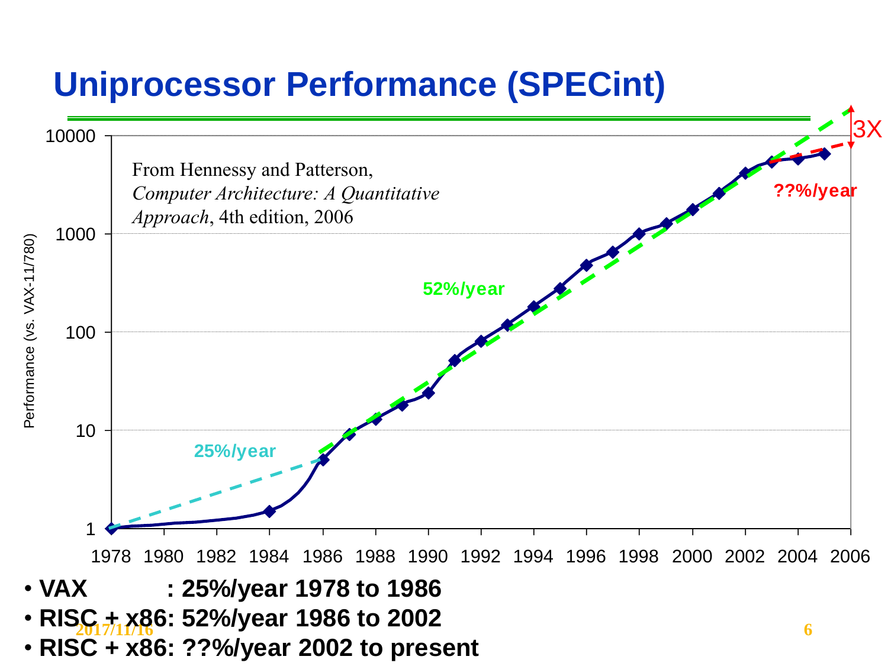# Uniprocessor Performance (SPECint)

From Hennessy and Patterson, *Computer Architecture: A Quantitative Approach*, 4th edition, 2006

- **VAX : 25%/year 1978 to 1986**
- **RISC + x86: 52%/year 1986 to 2002**
- **RISC + x86: ??%/year 2002 to present**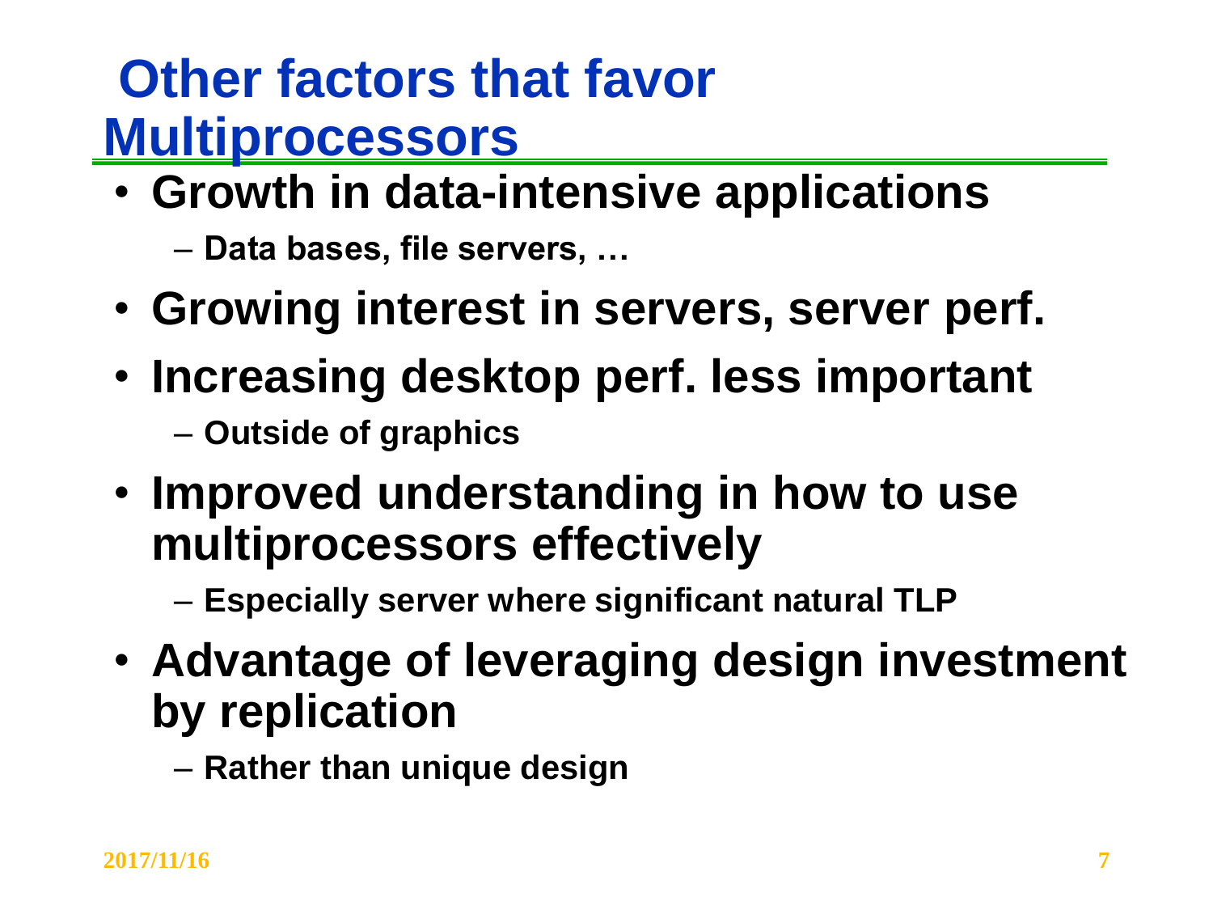# Other factors that favor Multiprocessors

- Growth in data-intensive applications
  - Data bases, file servers, …
- Growing interest in servers, server perf.
- Increasing desktop perf. less important
  - Outside of graphics
- Improved understanding in how to use multiprocessors effectively
  - Especially server where significant natural TLP
- Advantage of leveraging design investment by replication
  - Rather than unique design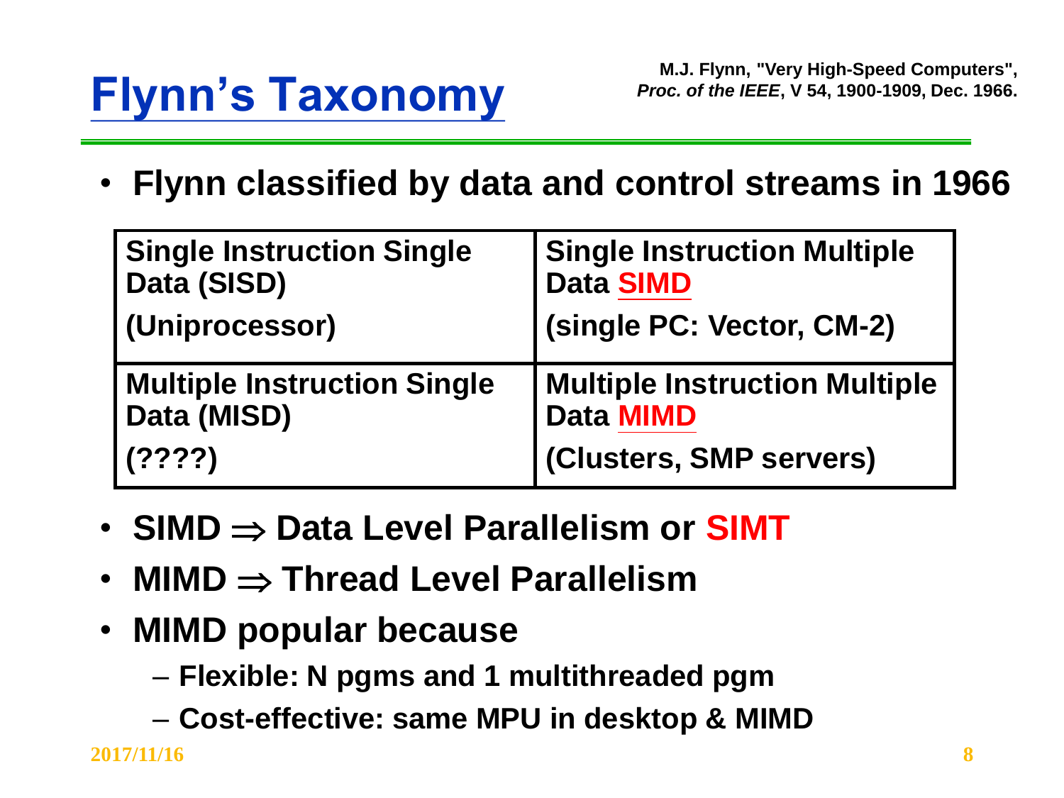# Flynn's Taxonomy

M.J. Flynn, "Very High-Speed Computers", *Proc. of the IEEE*, V 54, 1900-1909, Dec. 1966.

- **Flynn classified by data and control streams in 1966**

| | |
|---|---|
| **Single Instruction Single Data (SISD)**<br>**(Uniprocessor)** | **Single Instruction Multiple Data SIMD**<br>**(single PC: Vector, CM-2)** |
| **Multiple Instruction Single Data (MISD)**<br>**(????)** | **Multiple Instruction Multiple Data MIMD**<br>**(Clusters, SMP servers)** |

- **SIMD ⇒ Data Level Parallelism or SIMT**
- **MIMD ⇒ Thread Level Parallelism**
- **MIMD popular because**
  - **Flexible: N pgms and 1 multithreaded pgm**
  - **Cost-effective: same MPU in desktop & MIMD**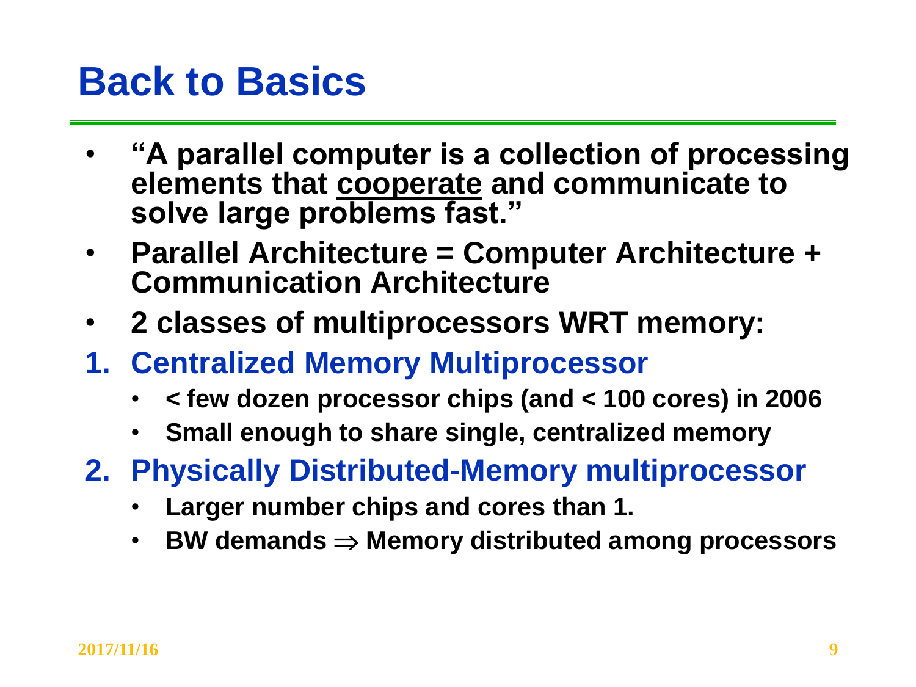# Back to Basics

- **"A parallel computer is a collection of processing elements that <u>cooperate</u> and communicate to solve large problems fast."**
- **Parallel Architecture = Computer Architecture + Communication Architecture**
- **2 classes of multiprocessors WRT memory:**

1. **Centralized Memory Multiprocessor**
   - **< few dozen processor chips (and < 100 cores) in 2006**
   - **Small enough to share single, centralized memory**
2. **Physically Distributed-Memory multiprocessor**
   - **Larger number chips and cores than 1.**
   - **BW demands $\Rightarrow$ Memory distributed among processors**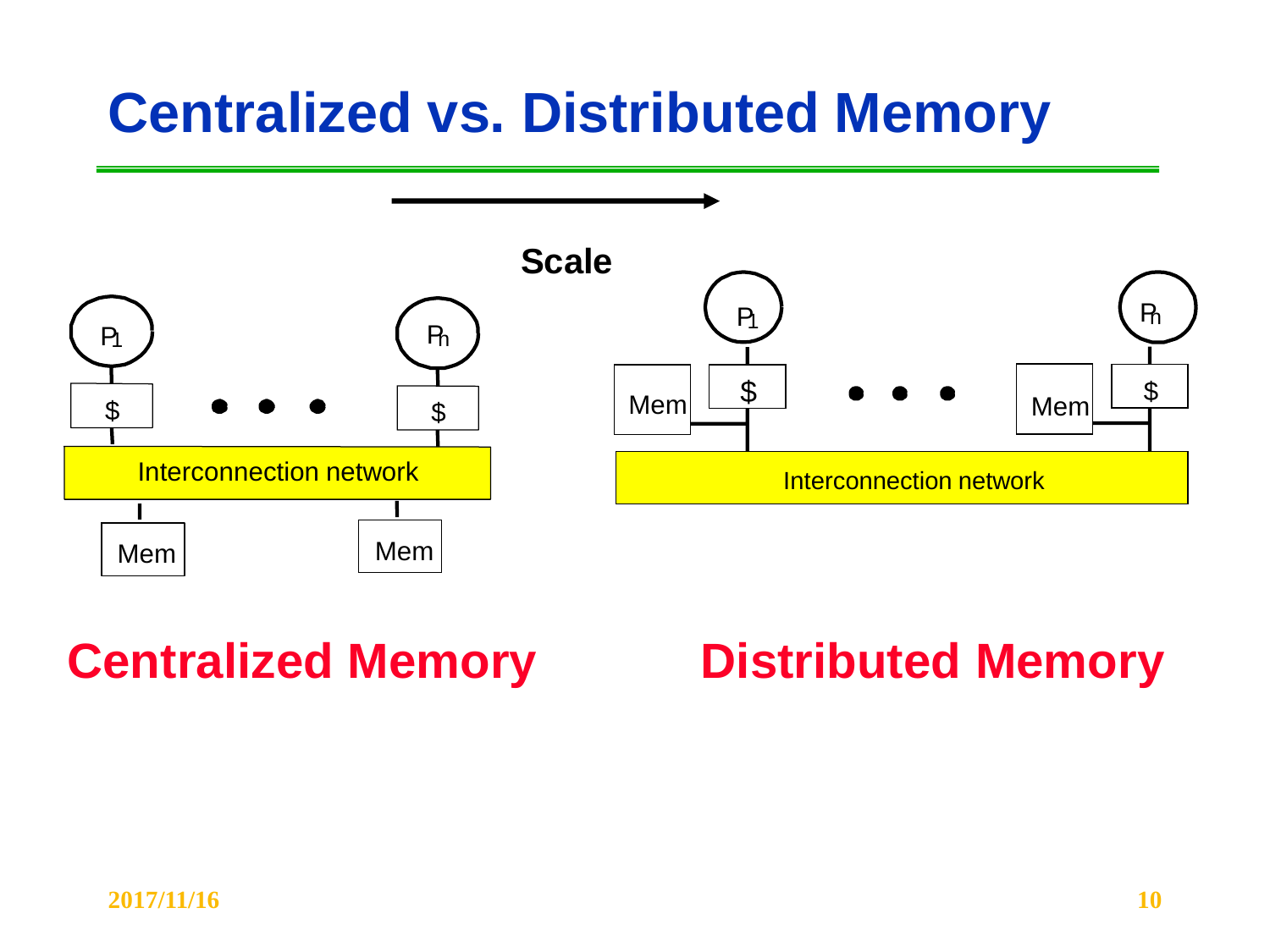# Centralized vs. Distributed Memory

Scale

P1 … Pn

$ $

Interconnection network

Mem Mem

P1 … Pn

Mem $ Mem $

Interconnection network

**Centralized Memory**

**Distributed Memory**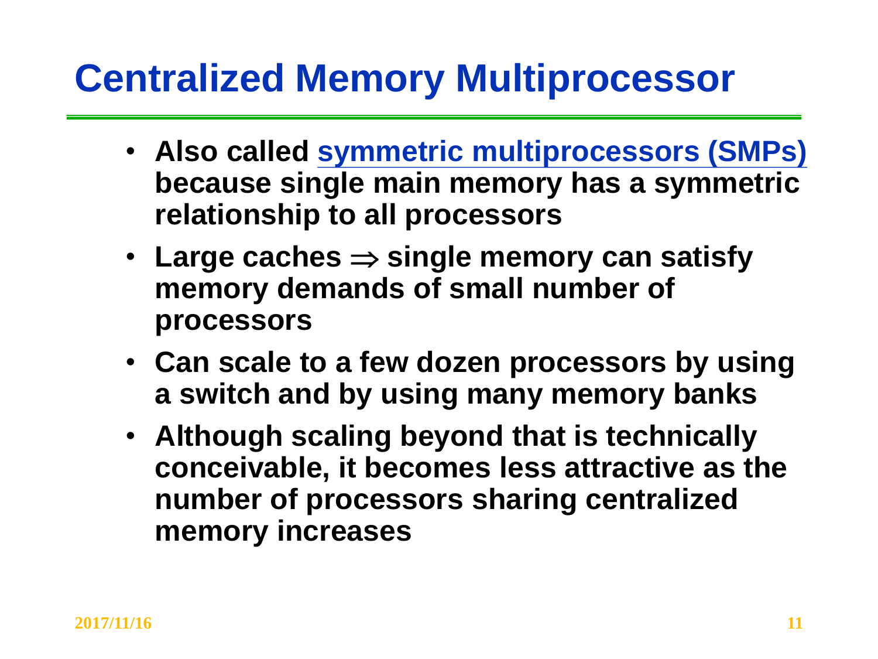# Centralized Memory Multiprocessor

- **Also called symmetric multiprocessors (SMPs) because single main memory has a symmetric relationship to all processors**
- **Large caches $\Rightarrow$ single memory can satisfy memory demands of small number of processors**
- **Can scale to a few dozen processors by using a switch and by using many memory banks**
- **Although scaling beyond that is technically conceivable, it becomes less attractive as the number of processors sharing centralized memory increases**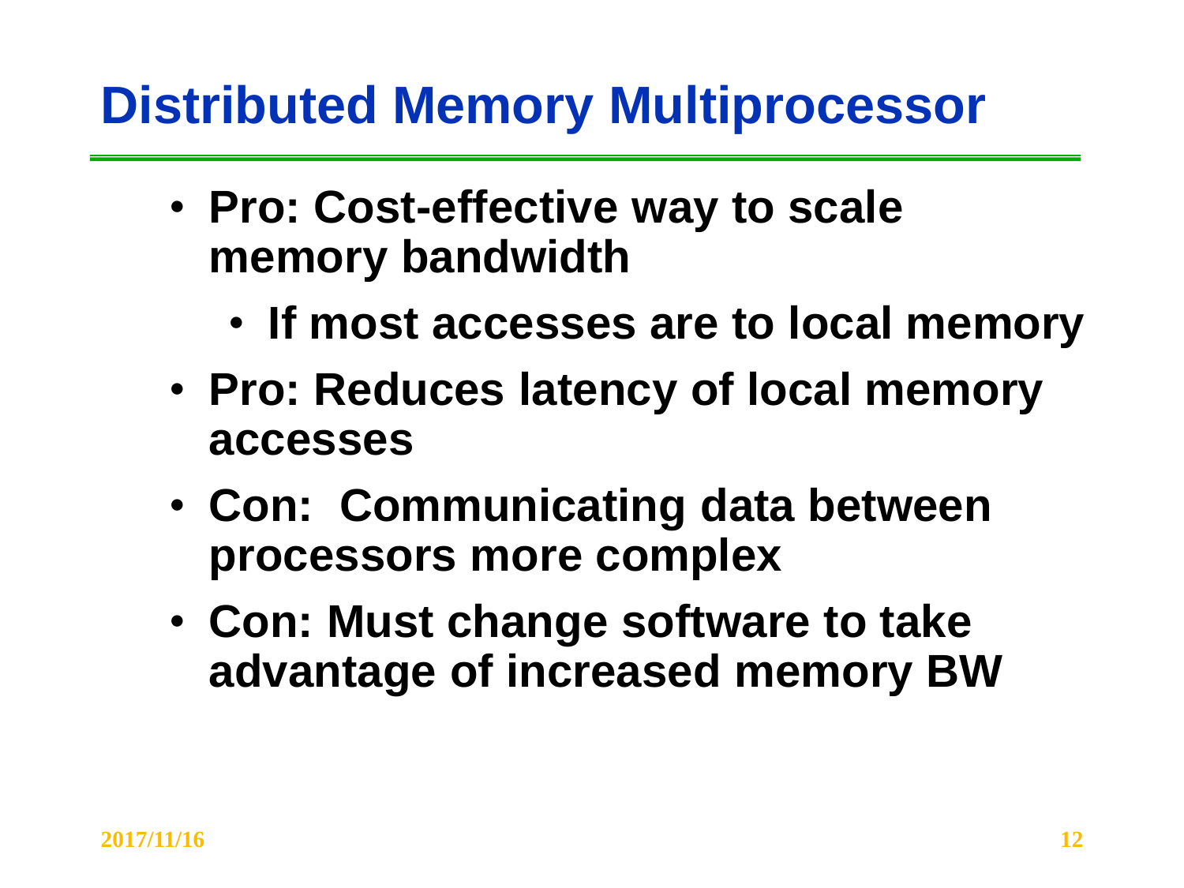# Distributed Memory Multiprocessor

- **Pro: Cost-effective way to scale memory bandwidth**
  - **If most accesses are to local memory**
- **Pro: Reduces latency of local memory accesses**
- **Con: Communicating data between processors more complex**
- **Con: Must change software to take advantage of increased memory BW**

2017/11/16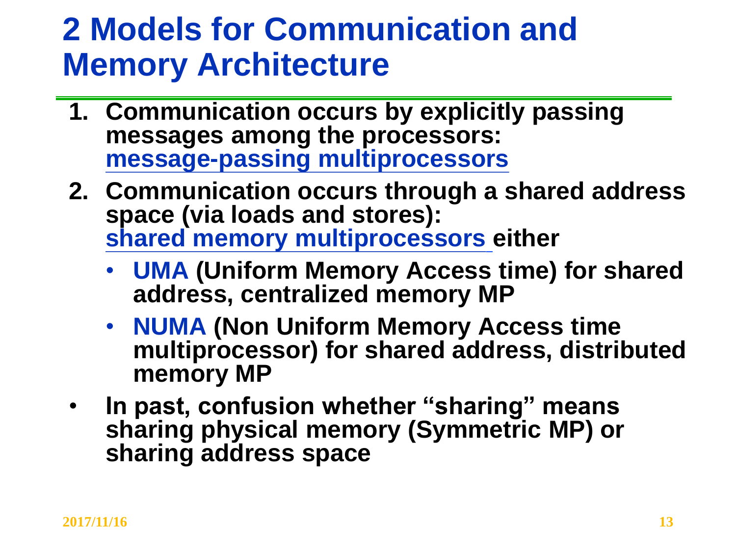# 2 Models for Communication and Memory Architecture

1. **Communication occurs by explicitly passing messages among the processors: message-passing multiprocessors**
2. **Communication occurs through a shared address space (via loads and stores): shared memory multiprocessors either**
   - **UMA (Uniform Memory Access time) for shared address, centralized memory MP**
   - **NUMA (Non Uniform Memory Access time multiprocessor) for shared address, distributed memory MP**

- **In past, confusion whether "sharing" means sharing physical memory (Symmetric MP) or sharing address space**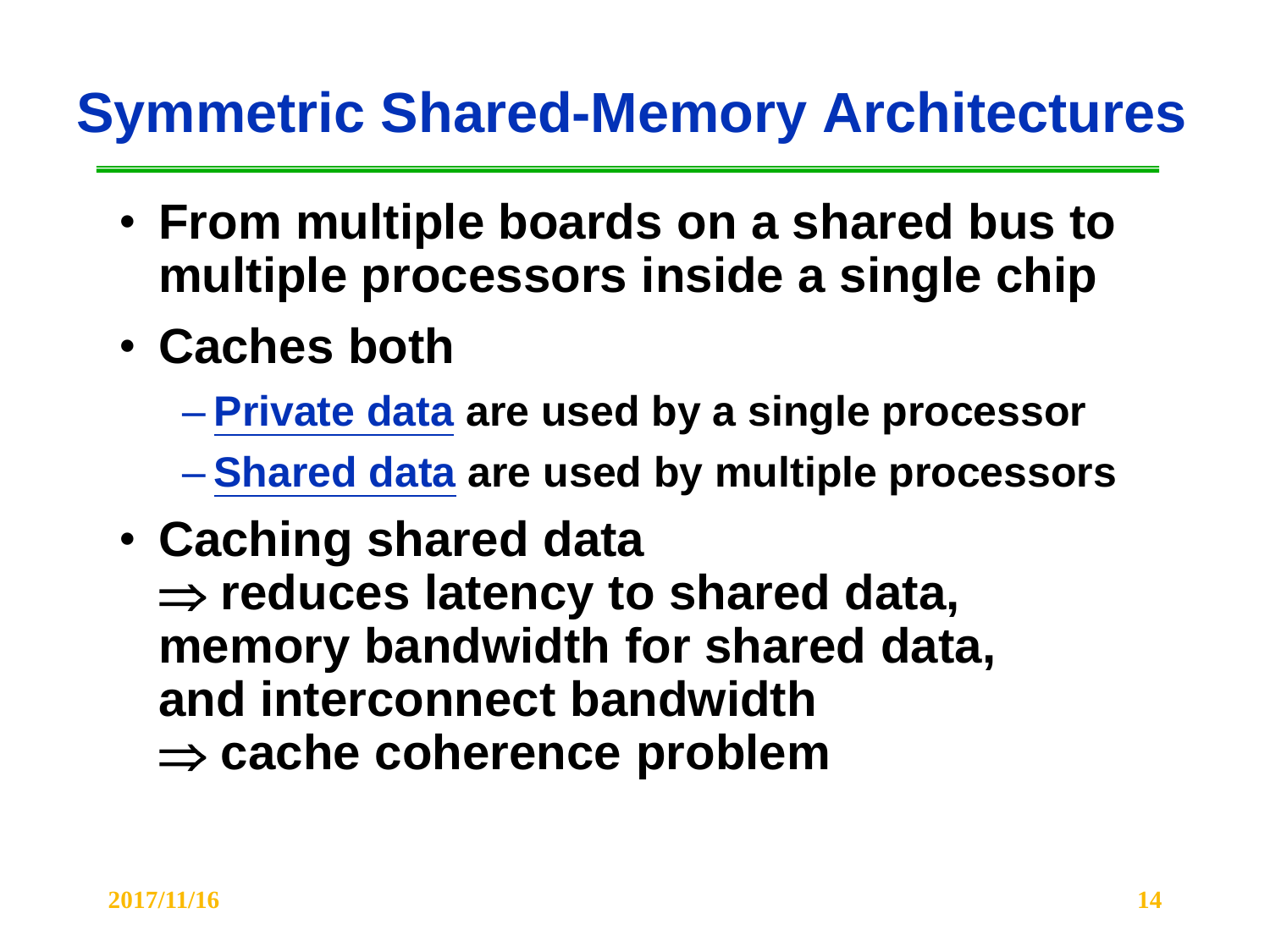# Symmetric Shared-Memory Architectures

- **From multiple boards on a shared bus to multiple processors inside a single chip**
- **Caches both**
  - **Private data are used by a single processor**
  - **Shared data are used by multiple processors**
- **Caching shared data**
  **$\Rightarrow$ reduces latency to shared data, memory bandwidth for shared data, and interconnect bandwidth**
  **$\Rightarrow$ cache coherence problem**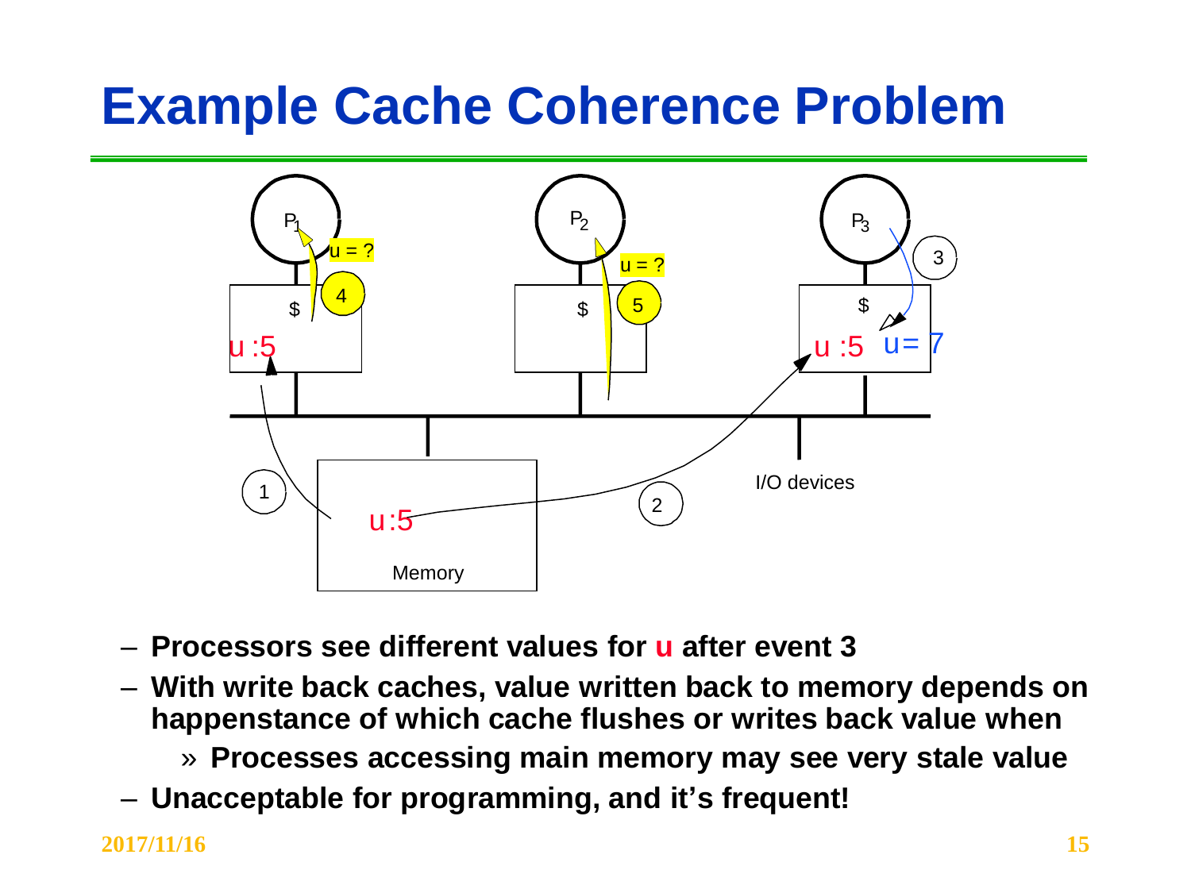# Example Cache Coherence Problem

- Processors see different values for u after event 3
- With write back caches, value written back to memory depends on happenstance of which cache flushes or writes back value when
  - » Processes accessing main memory may see very stale value
- Unacceptable for programming, and it's frequent!

2017/11/16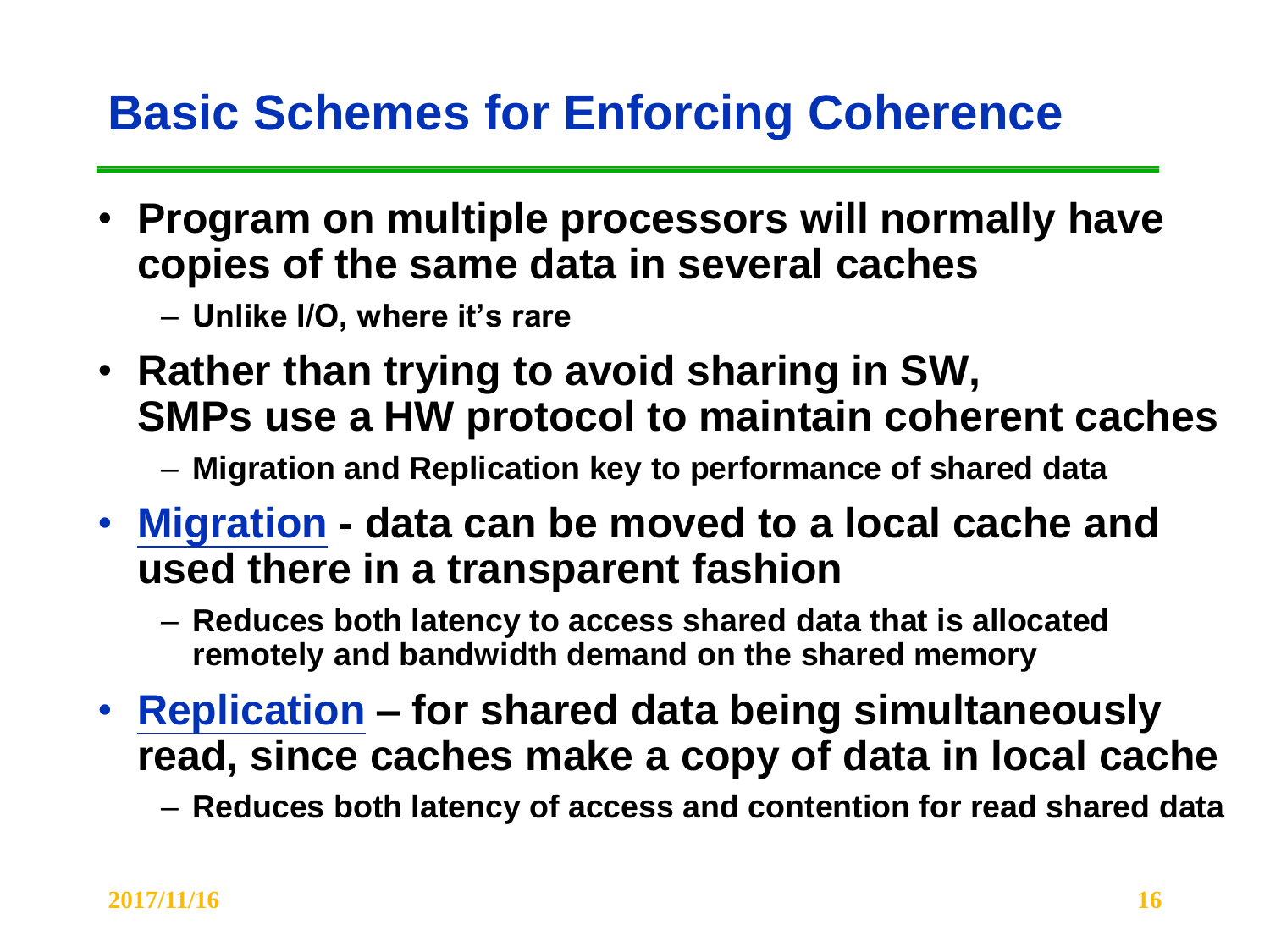# Basic Schemes for Enforcing Coherence

- **Program on multiple processors will normally have copies of the same data in several caches**
  - **Unlike I/O, where it's rare**
- **Rather than trying to avoid sharing in SW, SMPs use a HW protocol to maintain coherent caches**
  - **Migration and Replication key to performance of shared data**
- **Migration - data can be moved to a local cache and used there in a transparent fashion**
  - **Reduces both latency to access shared data that is allocated remotely and bandwidth demand on the shared memory**
- **Replication – for shared data being simultaneously read, since caches make a copy of data in local cache**
  - **Reduces both latency of access and contention for read shared data**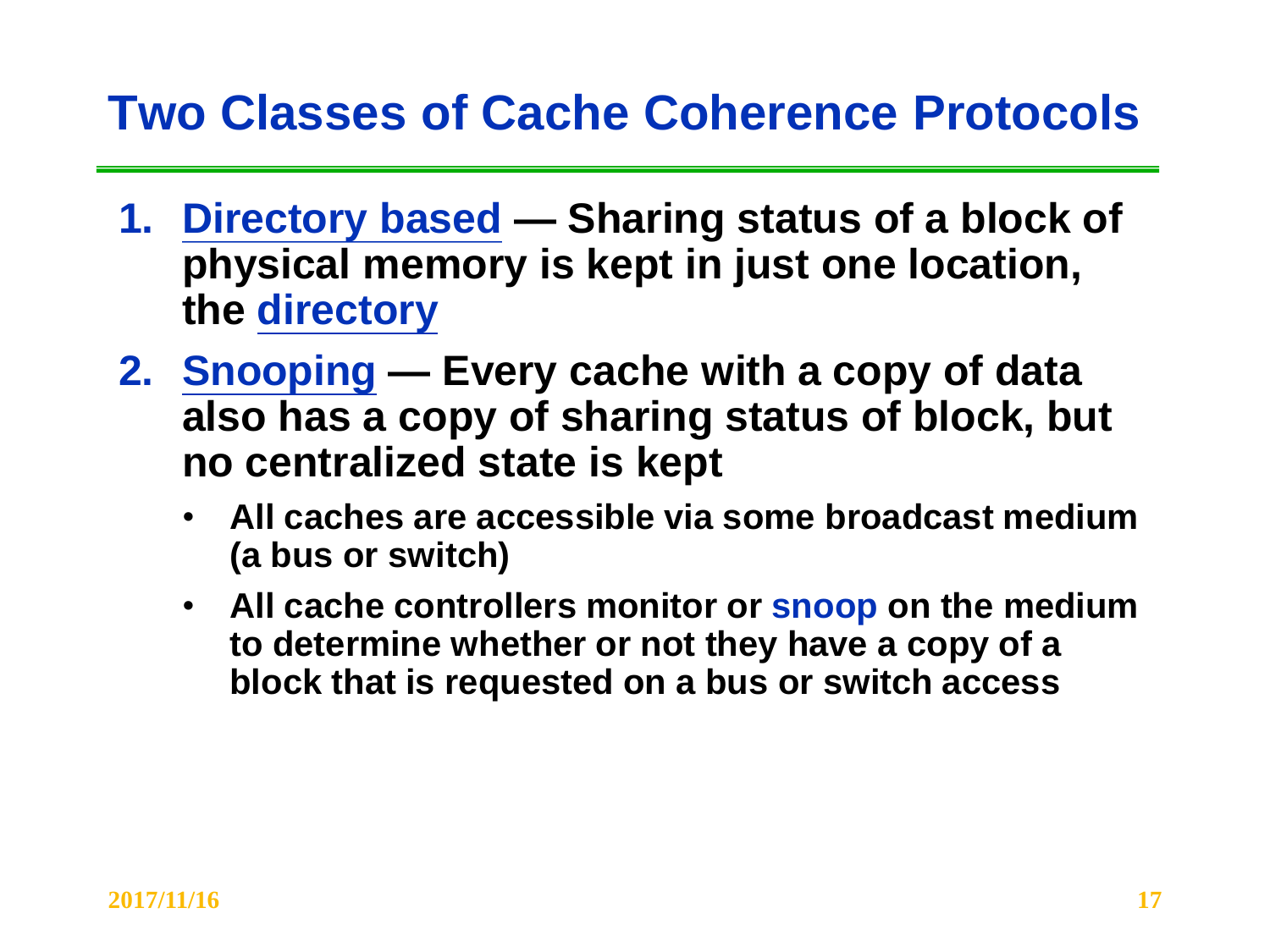# Two Classes of Cache Coherence Protocols

1. **Directory based — Sharing status of a block of physical memory is kept in just one location, the directory**
2. **Snooping — Every cache with a copy of data also has a copy of sharing status of block, but no centralized state is kept**
   - **All caches are accessible via some broadcast medium (a bus or switch)**
   - **All cache controllers monitor or snoop on the medium to determine whether or not they have a copy of a block that is requested on a bus or switch access**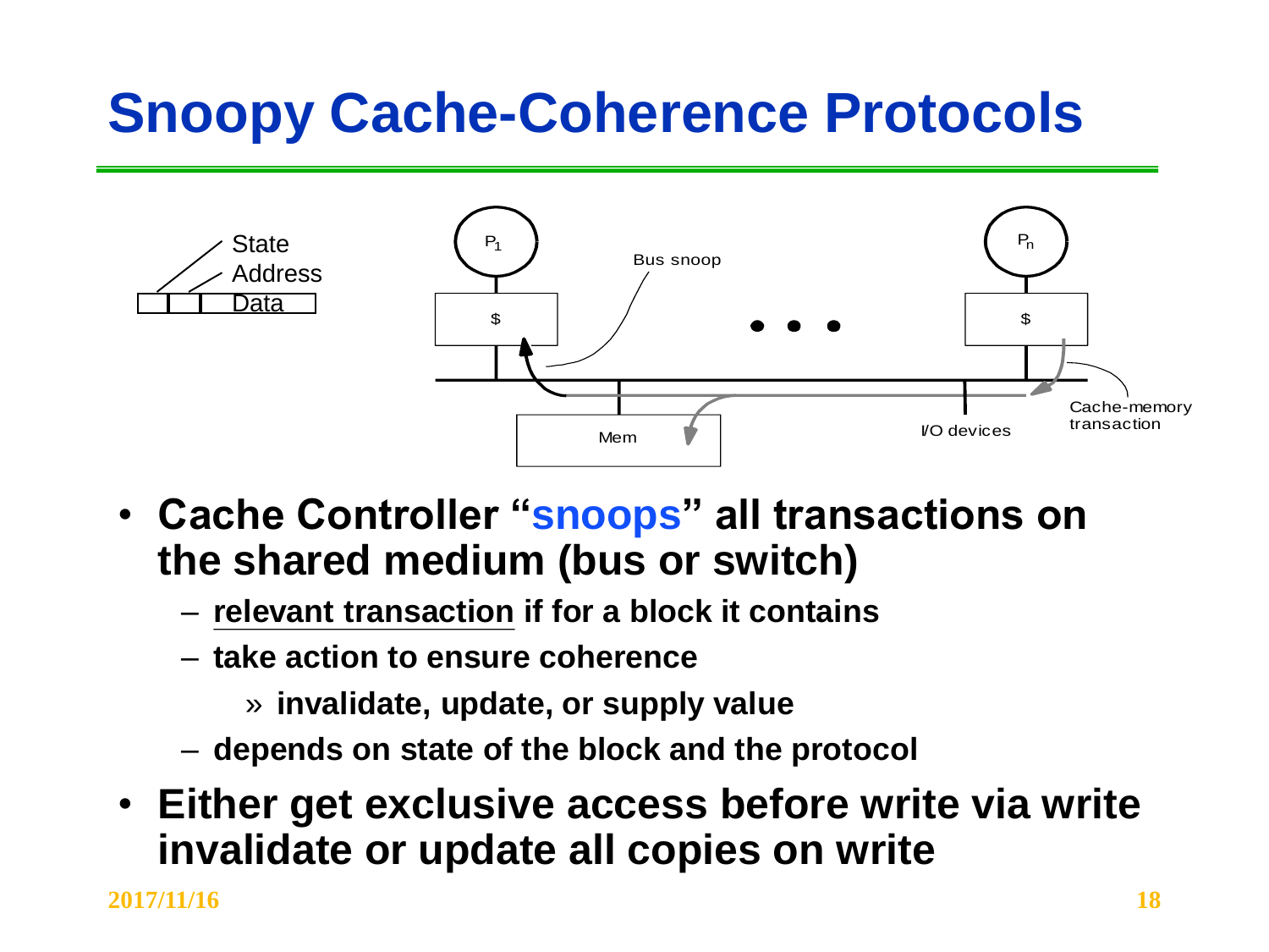# Snoopy Cache-Coherence Protocols

State
Address
Data

P1 · Pn · $ · Bus snoop · Mem · I/O devices · Cache-memory transaction

- **Cache Controller "snoops" all transactions on the shared medium (bus or switch)**
  - **relevant transaction if for a block it contains**
  - **take action to ensure coherence**
    - » **invalidate, update, or supply value**
  - **depends on state of the block and the protocol**
- **Either get exclusive access before write via write invalidate or update all copies on write**

2017/11/16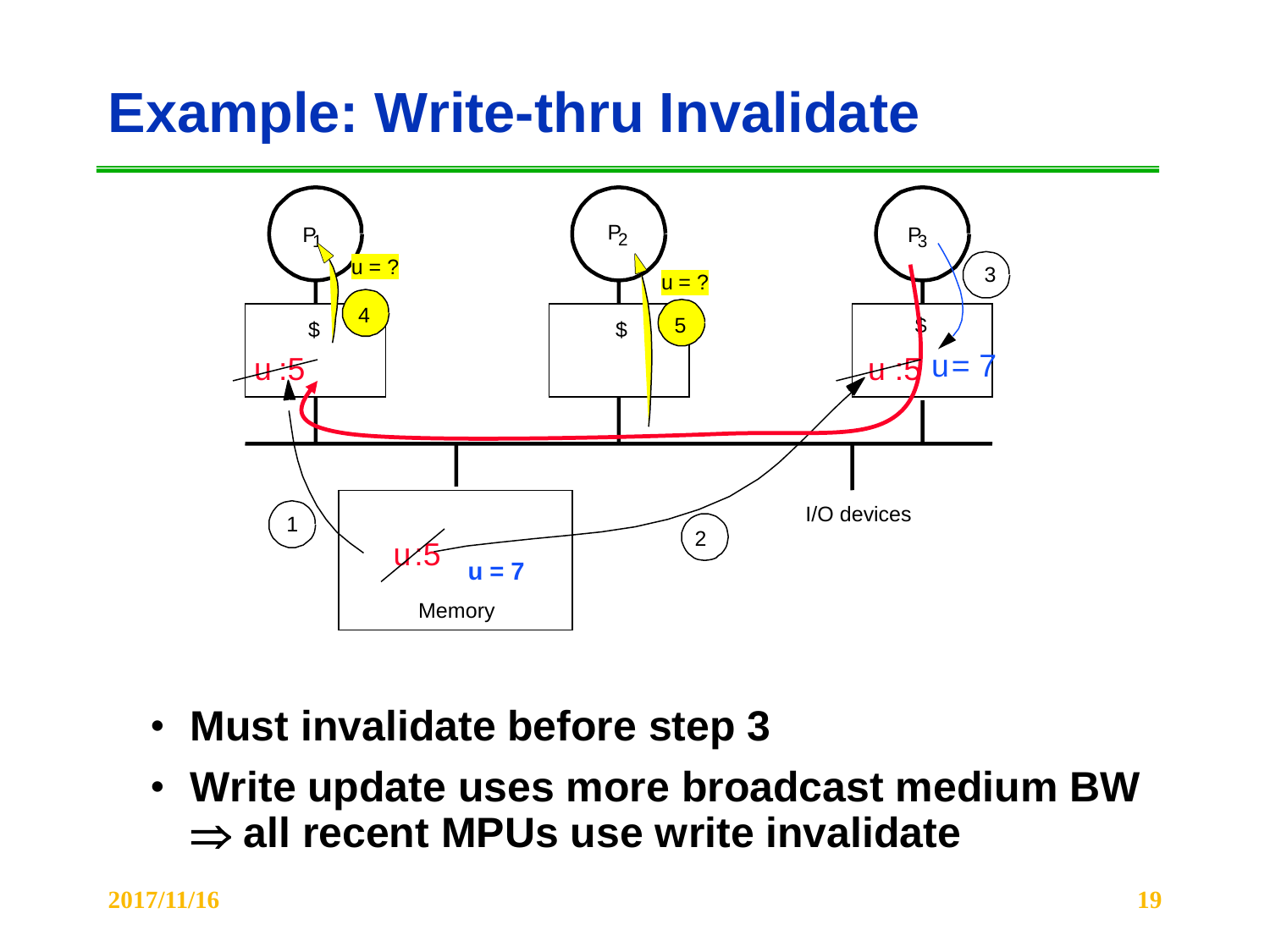# Example: Write-thru Invalidate

- **Must invalidate before step 3**
- **Write update uses more broadcast medium BW $\Rightarrow$ all recent MPUs use write invalidate**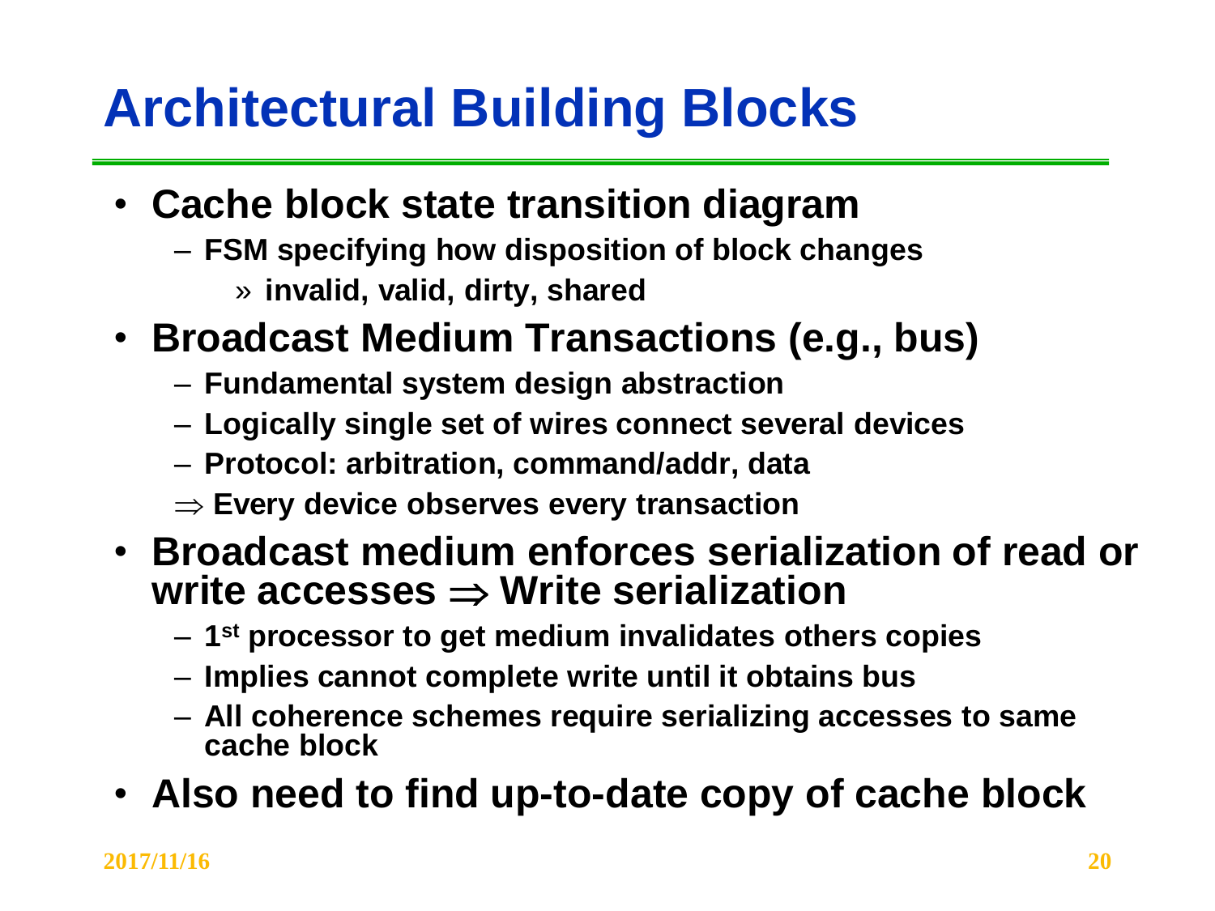# Architectural Building Blocks

- **Cache block state transition diagram**
  - **FSM specifying how disposition of block changes**
    - » **invalid, valid, dirty, shared**
- **Broadcast Medium Transactions (e.g., bus)**
  - **Fundamental system design abstraction**
  - **Logically single set of wires connect several devices**
  - **Protocol: arbitration, command/addr, data**
  - $\Rightarrow$ **Every device observes every transaction**
- **Broadcast medium enforces serialization of read or write accesses $\Rightarrow$ Write serialization**
  - **1st processor to get medium invalidates others copies**
  - **Implies cannot complete write until it obtains bus**
  - **All coherence schemes require serializing accesses to same cache block**
- **Also need to find up-to-date copy of cache block**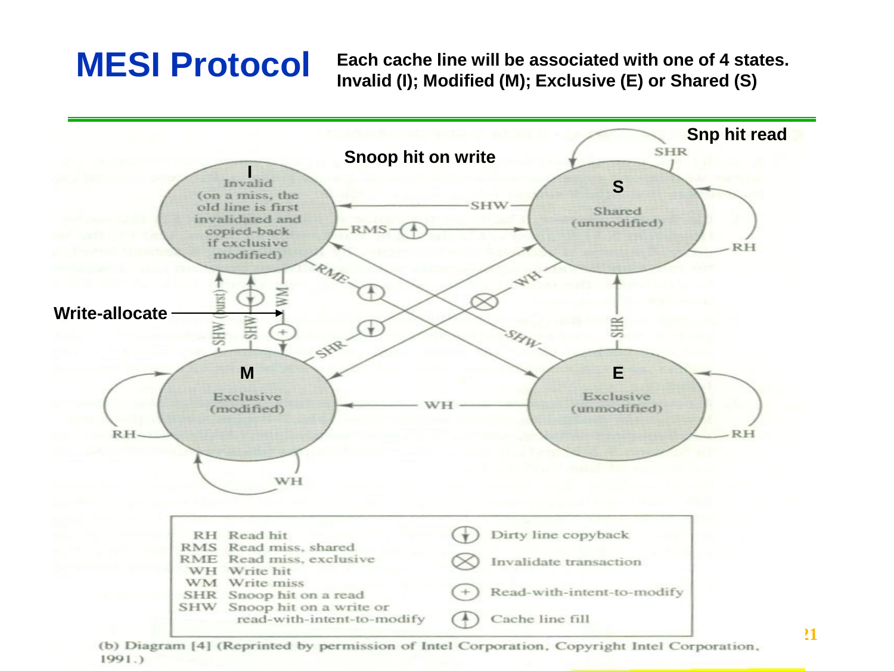# MESI Protocol

**Each cache line will be associated with one of 4 states. Invalid (I); Modified (M); Exclusive (E) or Shared (S)**

**Snp hit read**

**Snoop hit on write**

**I** Invalid (on a miss, the old line is first invalidated and copied-back if exclusive modified)

**S** Shared (unmodified)

**M** Exclusive (modified)

**E** Exclusive (unmodified)

**Write-allocate**

SHW, RMS, RME, WH, SHR, SHW (burst), WM, RH, SHR, WH

| | | | |
|---|---|---|---|
| RH | Read hit | ⊕↓ | Dirty line copyback |
| RMS | Read miss, shared | ⊗ | Invalidate transaction |
| RME | Read miss, exclusive | | |
| WH | Write hit | | |
| WM | Write miss | ⊕ | Read-with-intent-to-modify |
| SHR | Snoop hit on a read | | |
| SHW | Snoop hit on a write or read-with-intent-to-modify | ⊕↑ | Cache line fill |

(b) Diagram [4] (Reprinted by permission of Intel Corporation, Copyright Intel Corporation, 1991.)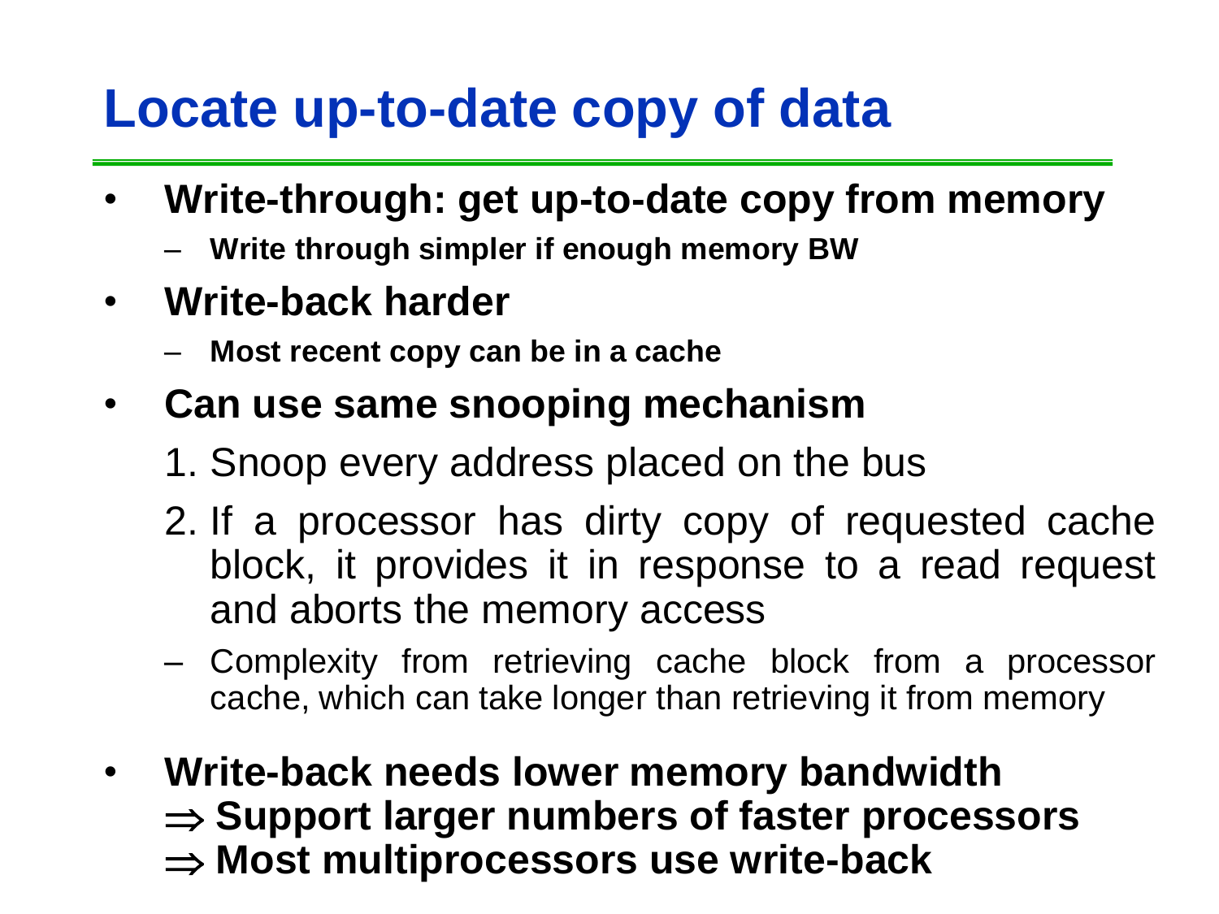# Locate up-to-date copy of data

- **Write-through: get up-to-date copy from memory**
  - **Write through simpler if enough memory BW**
- **Write-back harder**
  - **Most recent copy can be in a cache**
- **Can use same snooping mechanism**
  1. Snoop every address placed on the bus
  2. If a processor has dirty copy of requested cache block, it provides it in response to a read request and aborts the memory access
  - Complexity from retrieving cache block from a processor cache, which can take longer than retrieving it from memory
- **Write-back needs lower memory bandwidth**
  **⇒ Support larger numbers of faster processors**
  **⇒ Most multiprocessors use write-back**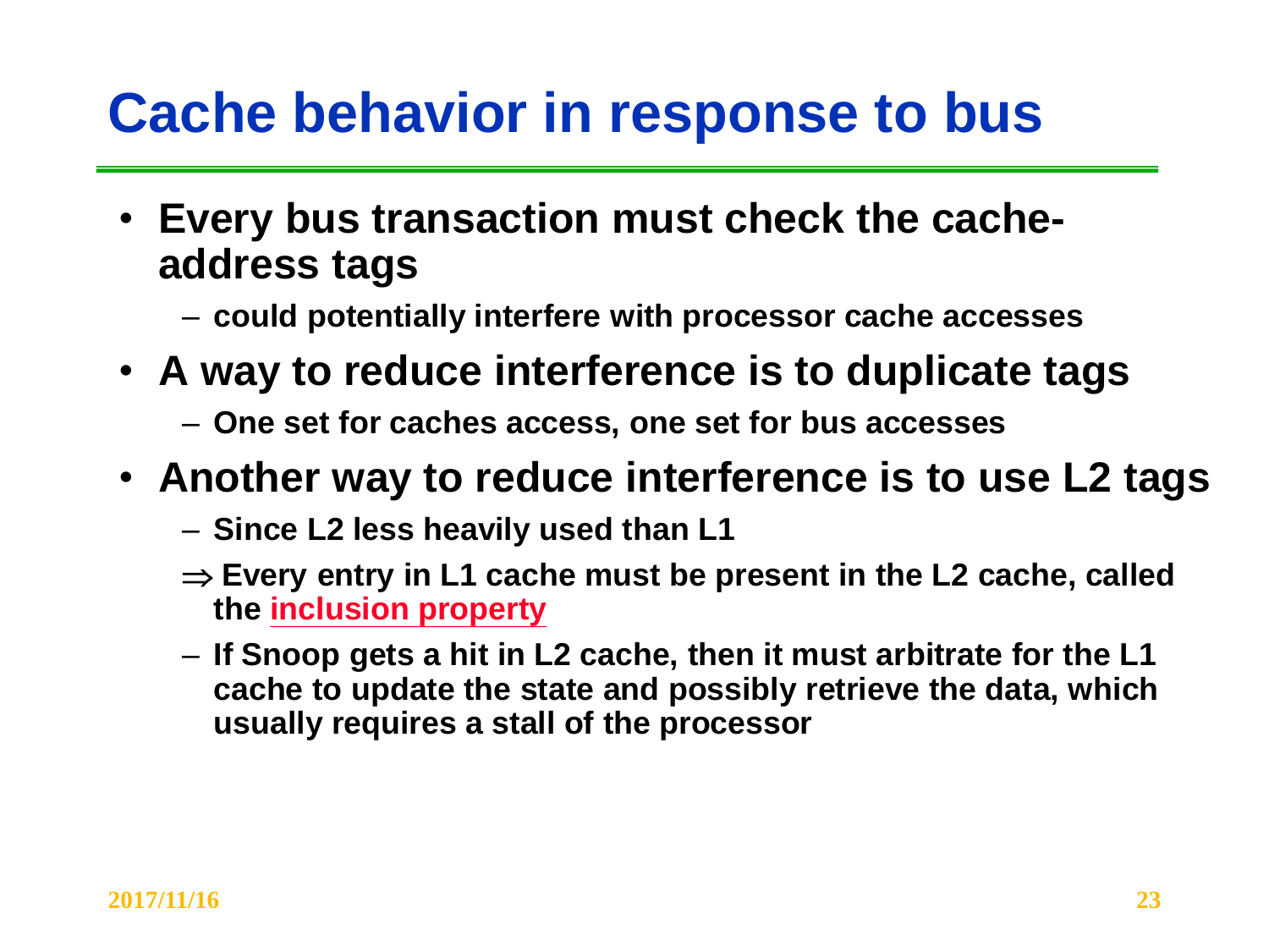# Cache behavior in response to bus

- **Every bus transaction must check the cache-address tags**
  - **could potentially interfere with processor cache accesses**
- **A way to reduce interference is to duplicate tags**
  - **One set for caches access, one set for bus accesses**
- **Another way to reduce interference is to use L2 tags**
  - **Since L2 less heavily used than L1**
  - **$\Rightarrow$ Every entry in L1 cache must be present in the L2 cache, called the inclusion property**
  - **If Snoop gets a hit in L2 cache, then it must arbitrate for the L1 cache to update the state and possibly retrieve the data, which usually requires a stall of the processor**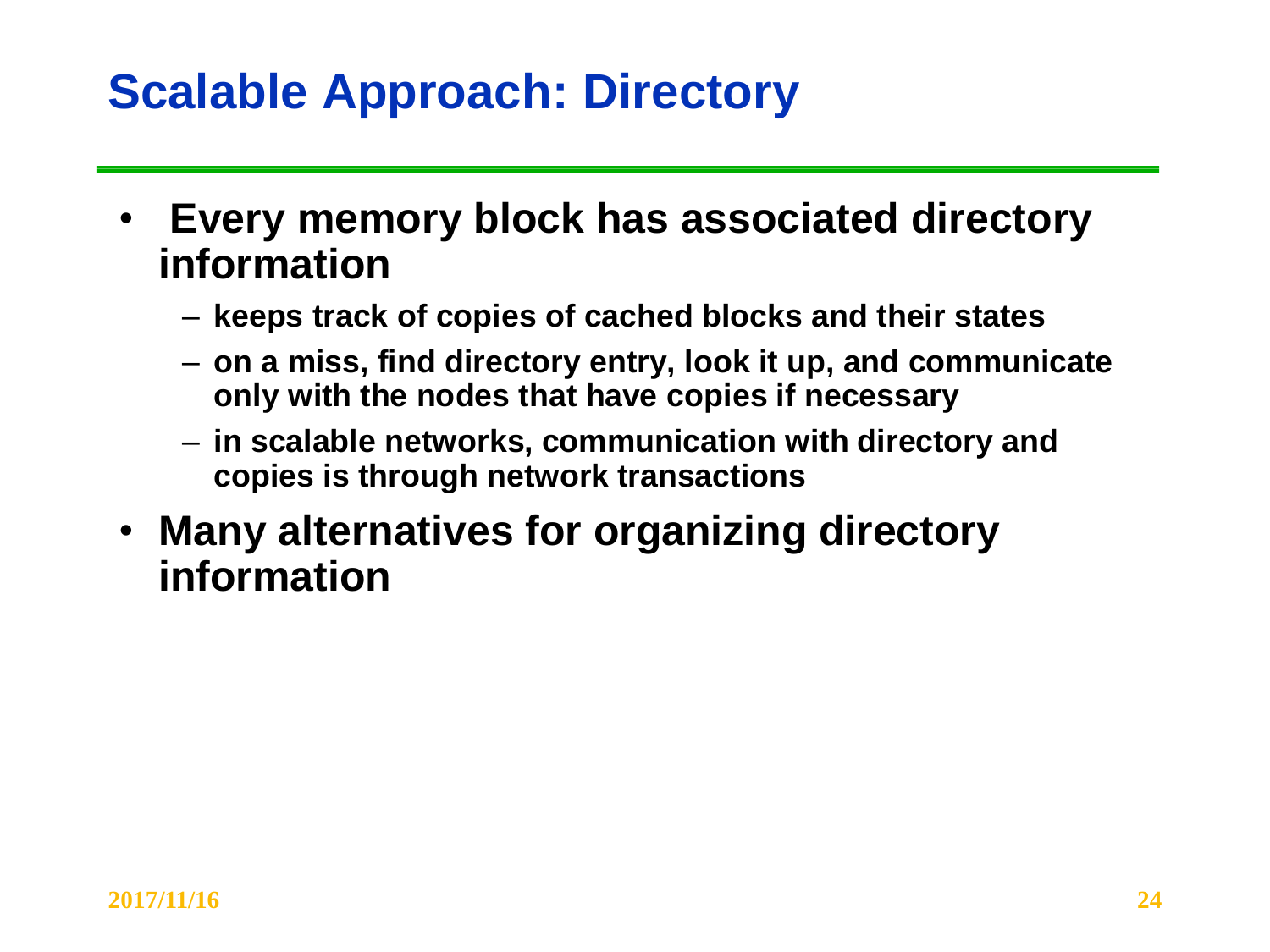# Scalable Approach: Directory

- **Every memory block has associated directory information**
  - **keeps track of copies of cached blocks and their states**
  - **on a miss, find directory entry, look it up, and communicate only with the nodes that have copies if necessary**
  - **in scalable networks, communication with directory and copies is through network transactions**
- **Many alternatives for organizing directory information**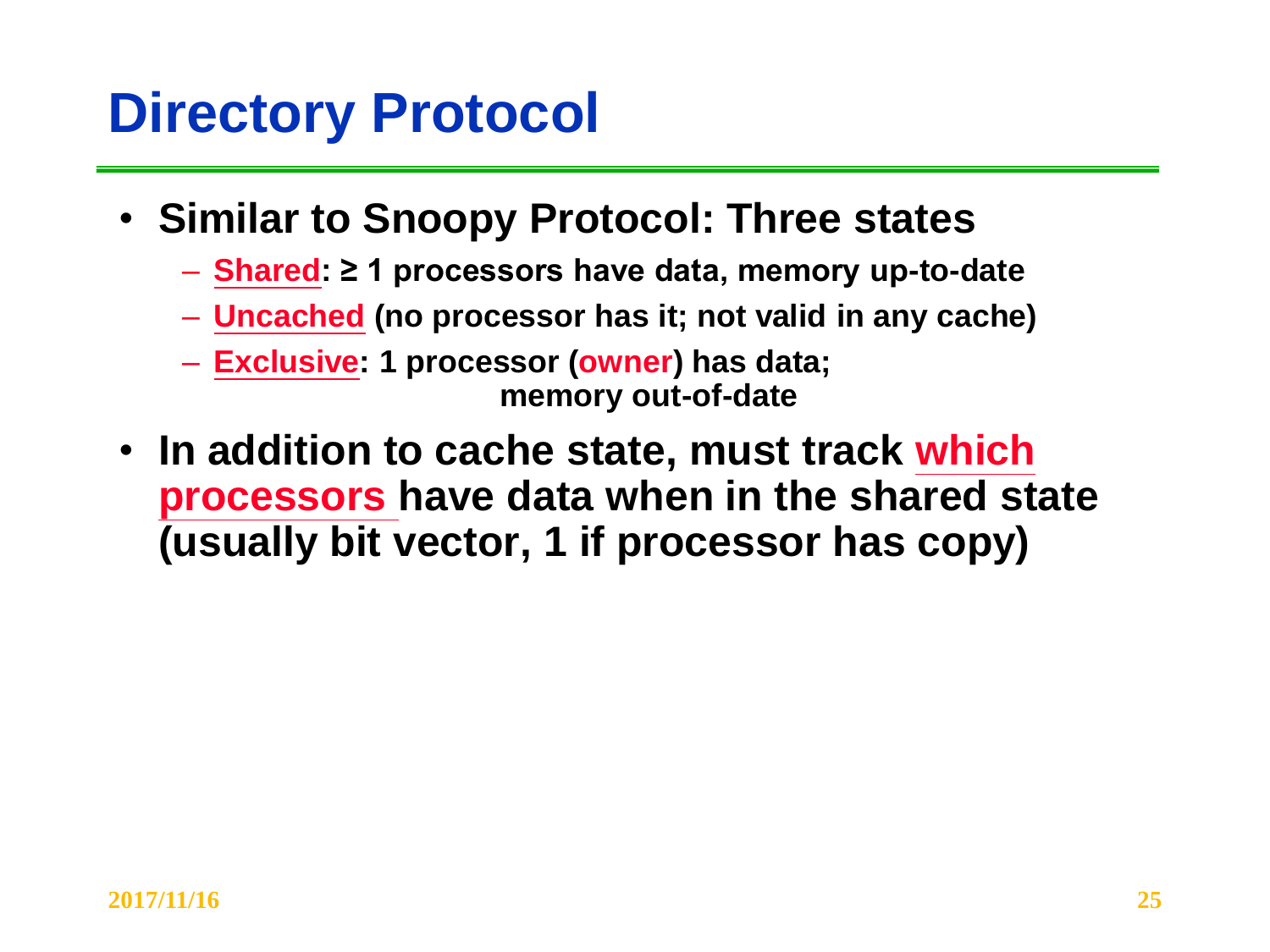# Directory Protocol

- **Similar to Snoopy Protocol: Three states**
  - **Shared: ≥ 1 processors have data, memory up-to-date**
  - **Uncached (no processor has it; not valid in any cache)**
  - **Exclusive: 1 processor (owner) has data; memory out-of-date**
- **In addition to cache state, must track which processors have data when in the shared state (usually bit vector, 1 if processor has copy)**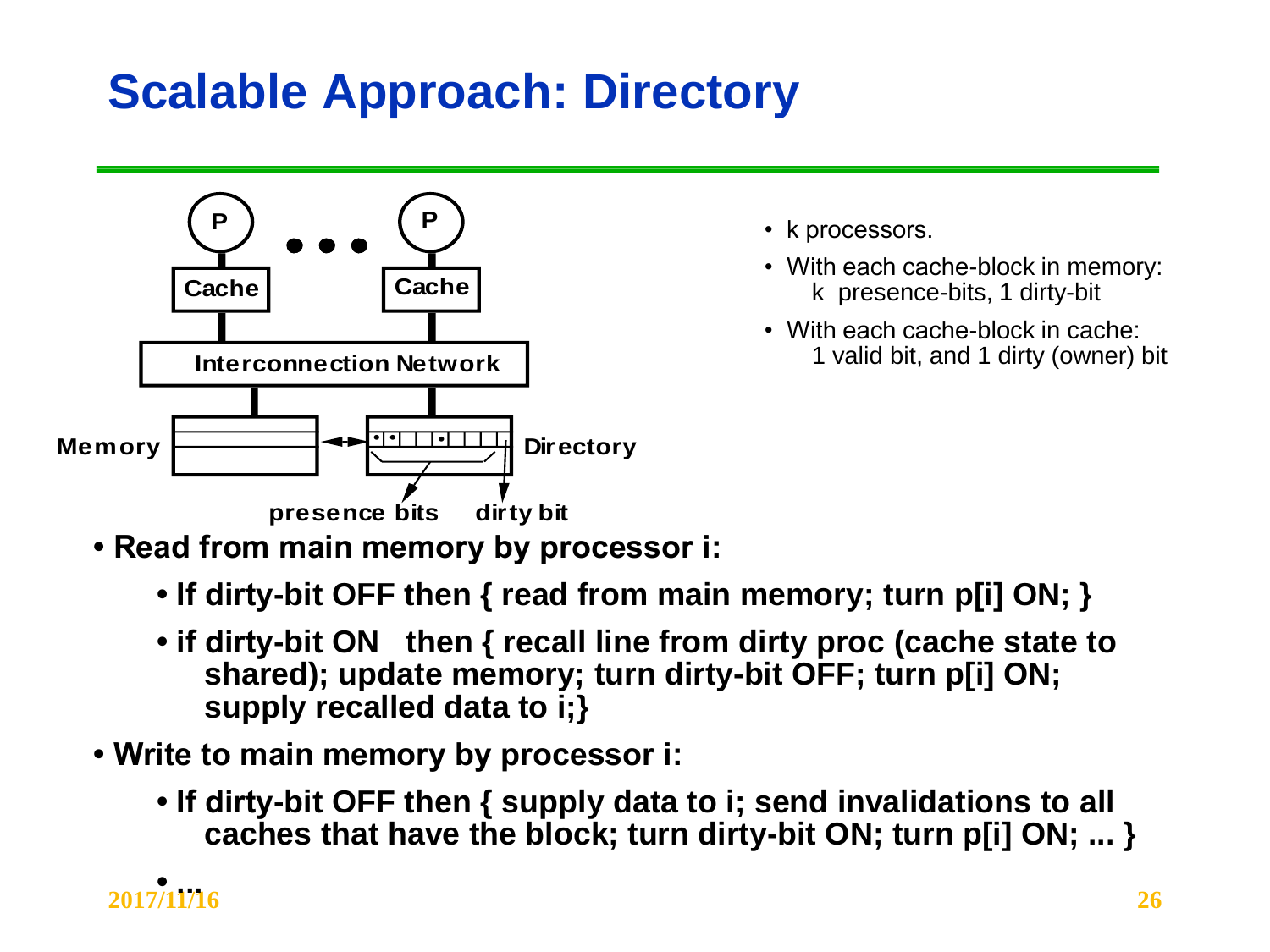# Scalable Approach: Directory

- k processors.
- With each cache-block in memory:
  k presence-bits, 1 dirty-bit
- With each cache-block in cache:
  1 valid bit, and 1 dirty (owner) bit

- **Read from main memory by processor i:**
  - **If dirty-bit OFF then { read from main memory; turn p[i] ON; }**
  - **if dirty-bit ON then { recall line from dirty proc (cache state to shared); update memory; turn dirty-bit OFF; turn p[i] ON; supply recalled data to i;}**
- **Write to main memory by processor i:**
  - **If dirty-bit OFF then { supply data to i; send invalidations to all caches that have the block; turn dirty-bit ON; turn p[i] ON; ... }**
  - **...**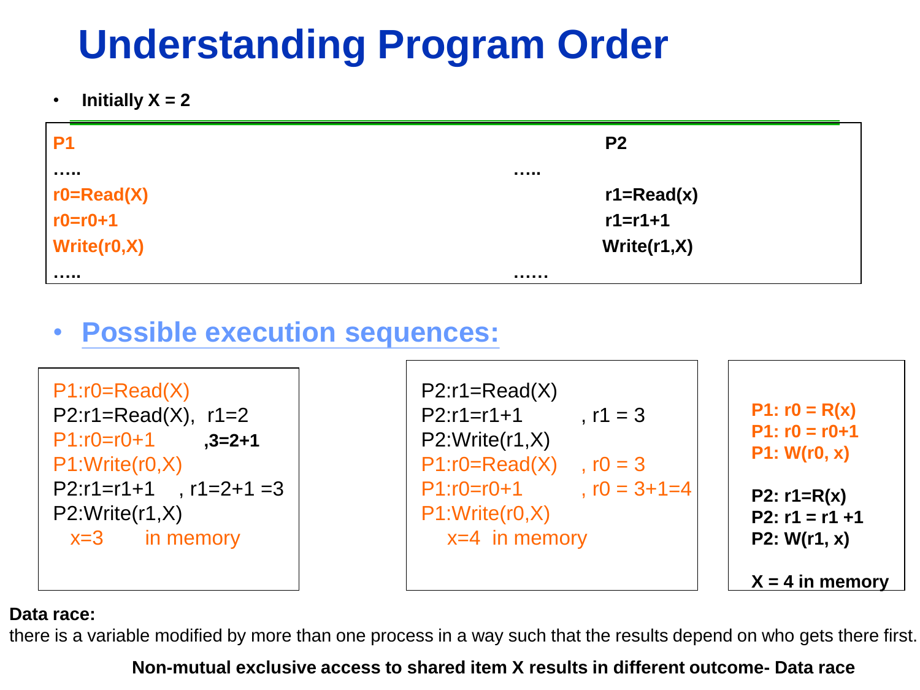# Understanding Program Order

- **Initially X = 2**

| P1 | P2 |
|---|---|
| ….. | ….. |
| r0=Read(X) | r1=Read(x) |
| r0=r0+1 | r1=r1+1 |
| Write(r0,X) | Write(r1,X) |
| ….. | …… |

- **Possible execution sequences:**

```
P1:r0=Read(X)
P2:r1=Read(X),  r1=2
P1:r0=r0+1        ,3=2+1
P1:Write(r0,X)
P2:r1=r1+1     , r1=2+1 =3
P2:Write(r1,X)
   x=3       in memory
```

```
P2:r1=Read(X)
P2:r1=r1+1         , r1 = 3
P2:Write(r1,X)
P1:r0=Read(X)      , r0 = 3
P1:r0=r0+1         , r0 = 3+1=4
P1:Write(r0,X)
   x=4  in memory
```

```
P1: r0 = R(x)
P1: r0 = r0+1
P1: W(r0, x)

P2: r1=R(x)
P2: r1 = r1 +1
P2: W(r1, x)

X = 4 in memory
```

**Data race:**
there is a variable modified by more than one process in a way such that the results depend on who gets there first.

**Non-mutual exclusive access to shared item X results in different outcome- Data race**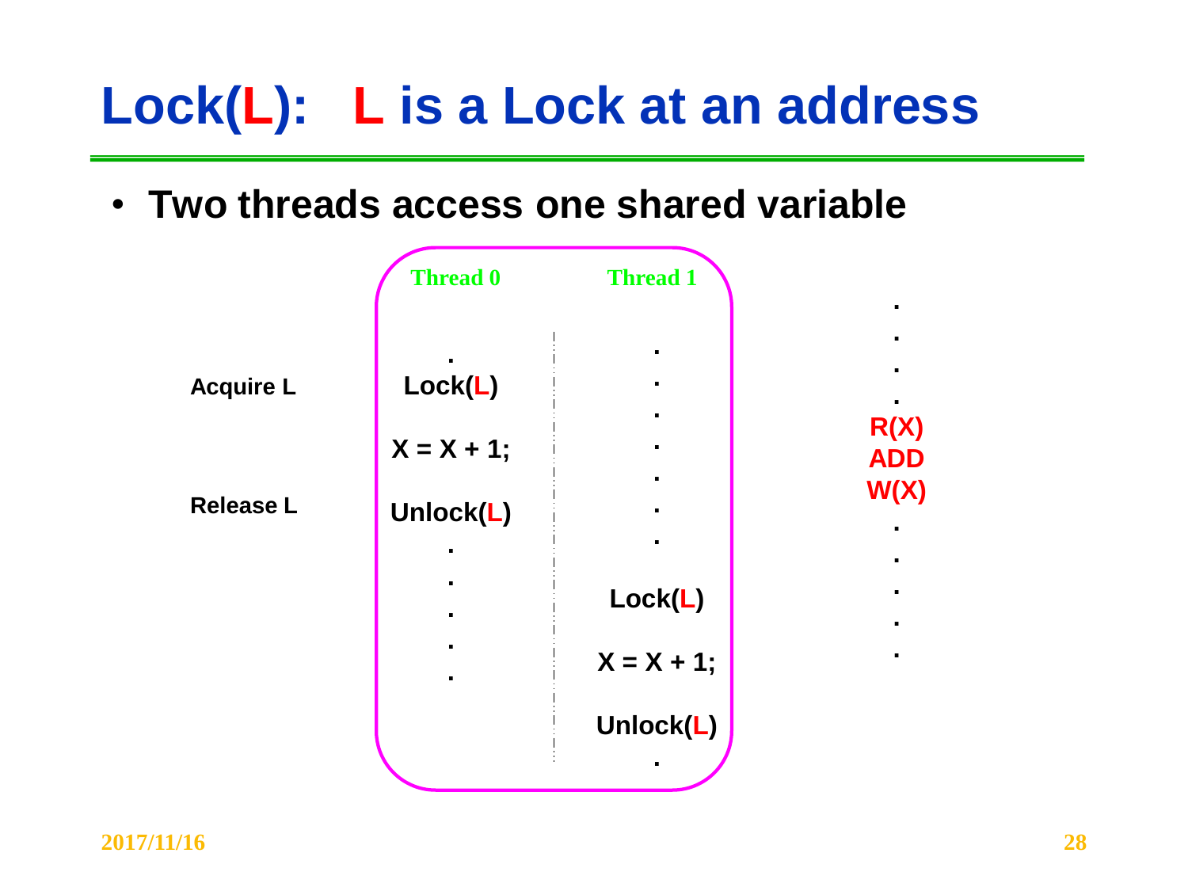# Lock(L): L is a Lock at an address

- **Two threads access one shared variable**

| | Thread 0 | Thread 1 | |
|---|---|---|---|
| | . | . | . |
| Acquire L | Lock(L) | . | . |
| | X = X + 1; | . | . |
| | | . | . |
| | | . | R(X) |
| | | . | ADD |
| Release L | Unlock(L) | . | W(X) |
| | . | . | . |
| | . | Lock(L) | . |
| | . | X = X + 1; | . |
| | . | Unlock(L) | . |
| | | . | |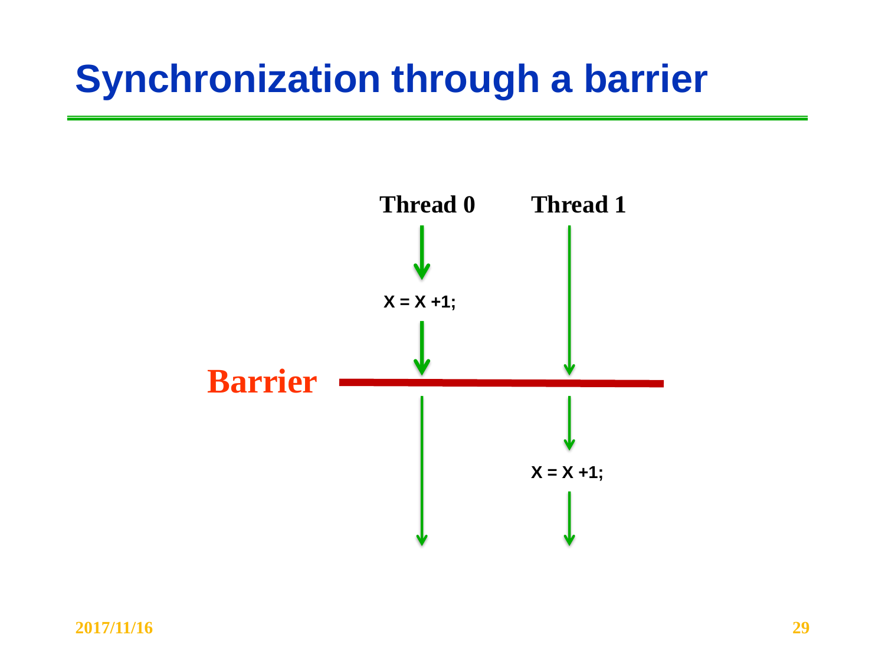# Synchronization through a barrier

Thread 0

Thread 1

X = X +1;

Barrier

X = X +1;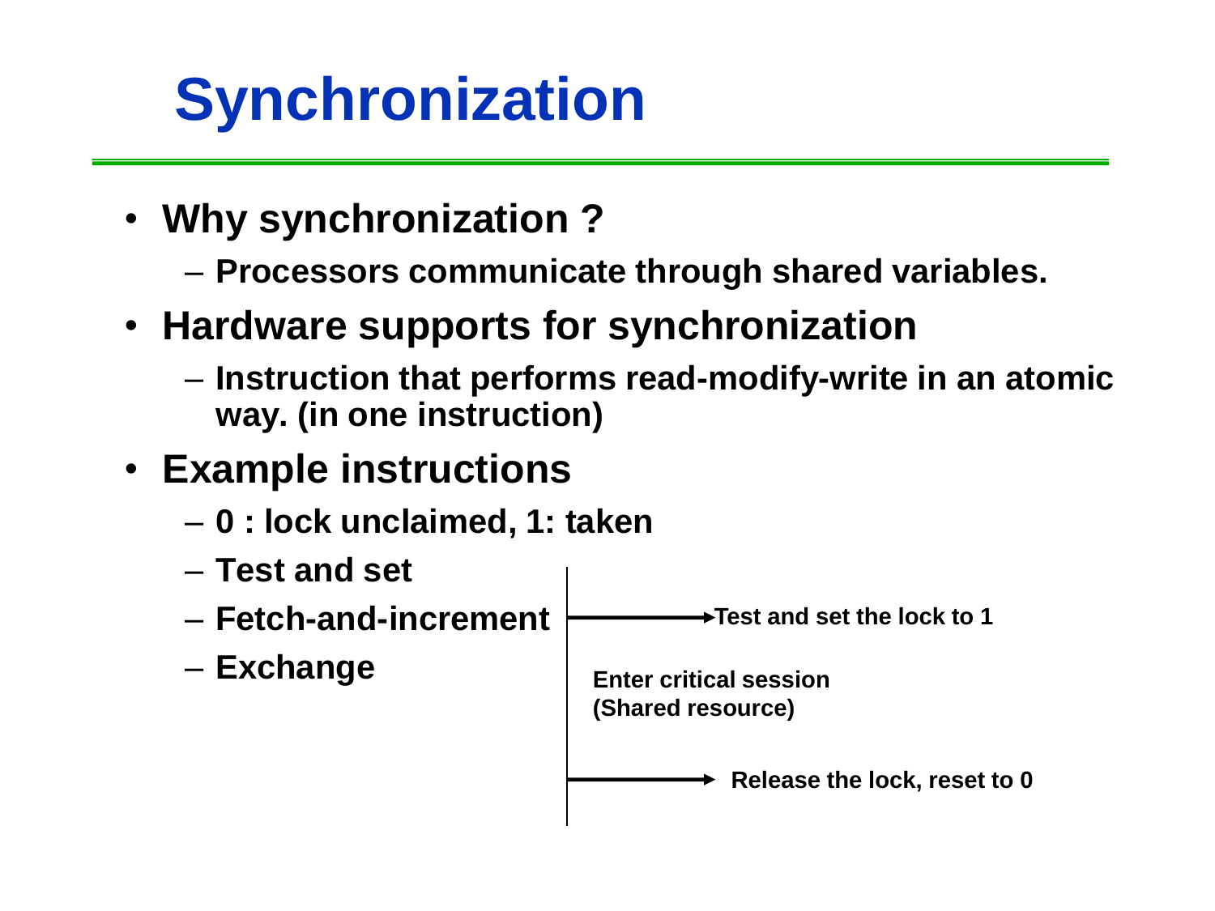# Synchronization

- **Why synchronization ?**
  - **Processors communicate through shared variables.**
- **Hardware supports for synchronization**
  - **Instruction that performs read-modify-write in an atomic way. (in one instruction)**
- **Example instructions**
  - **0 : lock unclaimed, 1: taken**
  - **Test and set**
  - **Fetch-and-increment**
  - **Exchange**

**Test and set the lock to 1**

**Enter critical session (Shared resource)**

**Release the lock, reset to 0**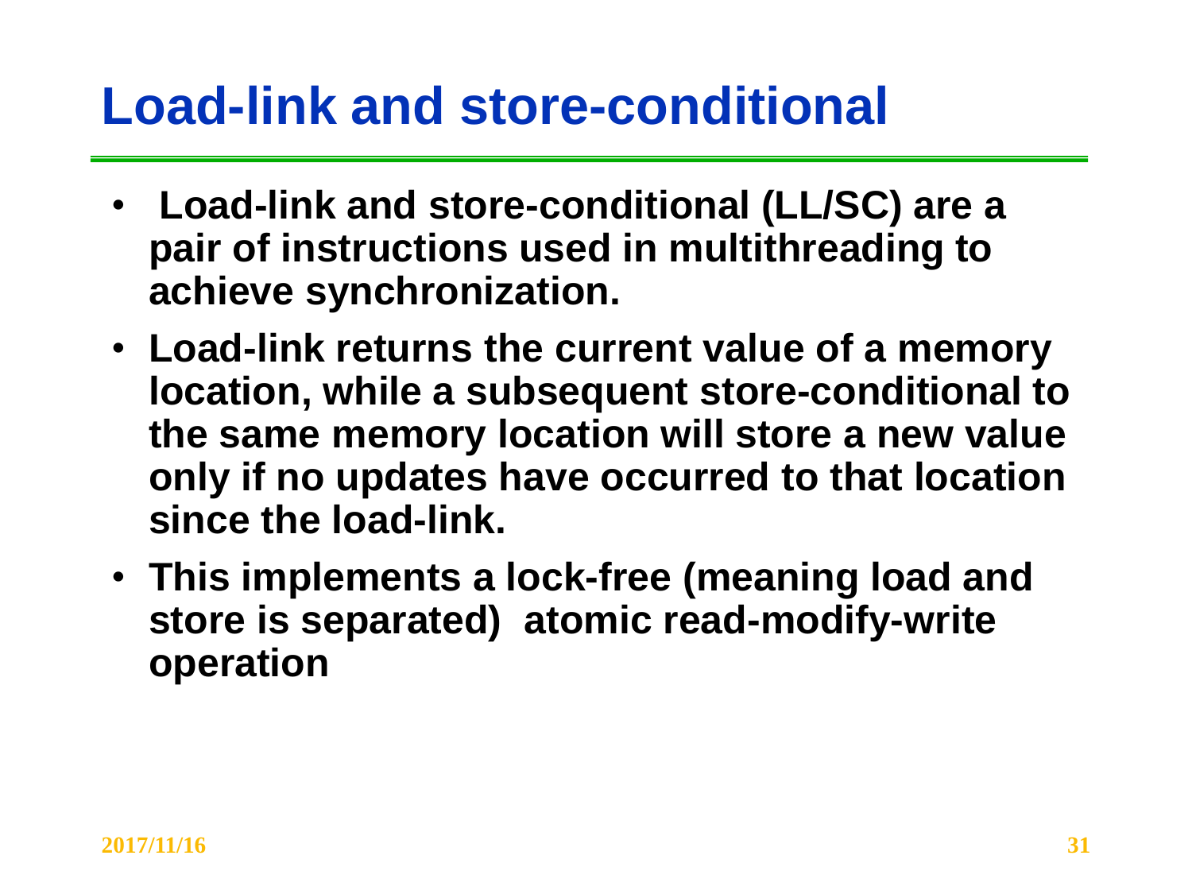# Load-link and store-conditional

- **Load-link and store-conditional (LL/SC) are a pair of instructions used in multithreading to achieve synchronization.**
- **Load-link returns the current value of a memory location, while a subsequent store-conditional to the same memory location will store a new value only if no updates have occurred to that location since the load-link.**
- **This implements a lock-free (meaning load and store is separated) atomic read-modify-write operation**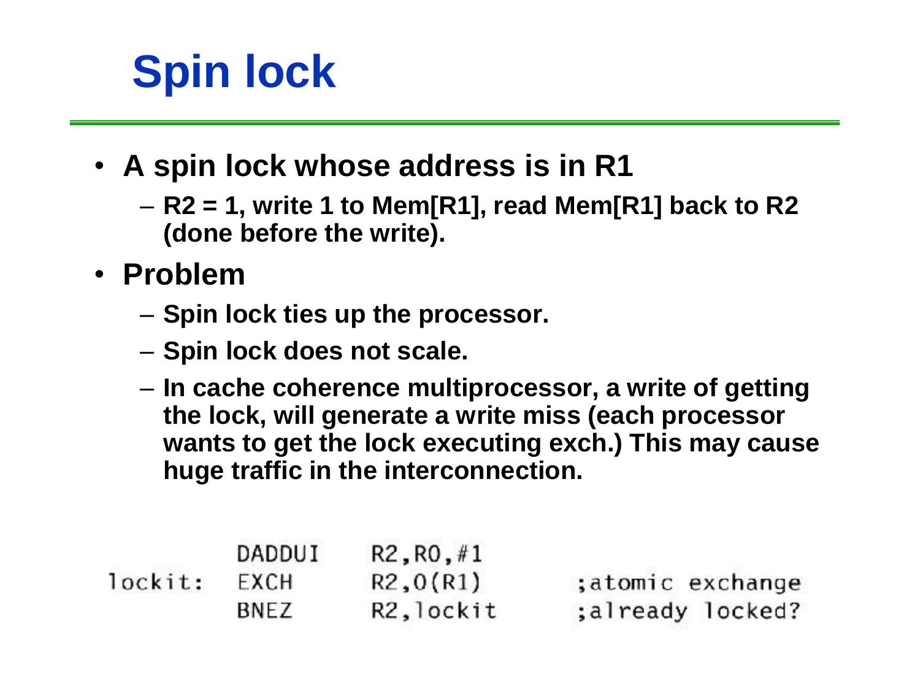# Spin lock

- **A spin lock whose address is in R1**
  - **R2 = 1, write 1 to Mem[R1], read Mem[R1] back to R2 (done before the write).**
- **Problem**
  - **Spin lock ties up the processor.**
  - **Spin lock does not scale.**
  - **In cache coherence multiprocessor, a write of getting the lock, will generate a write miss (each processor wants to get the lock executing exch.) This may cause huge traffic in the interconnection.**

```
        DADDUI  R2,R0,#1
lockit: EXCH    R2,0(R1)     ;atomic exchange
        BNEZ    R2,lockit    ;already locked?
```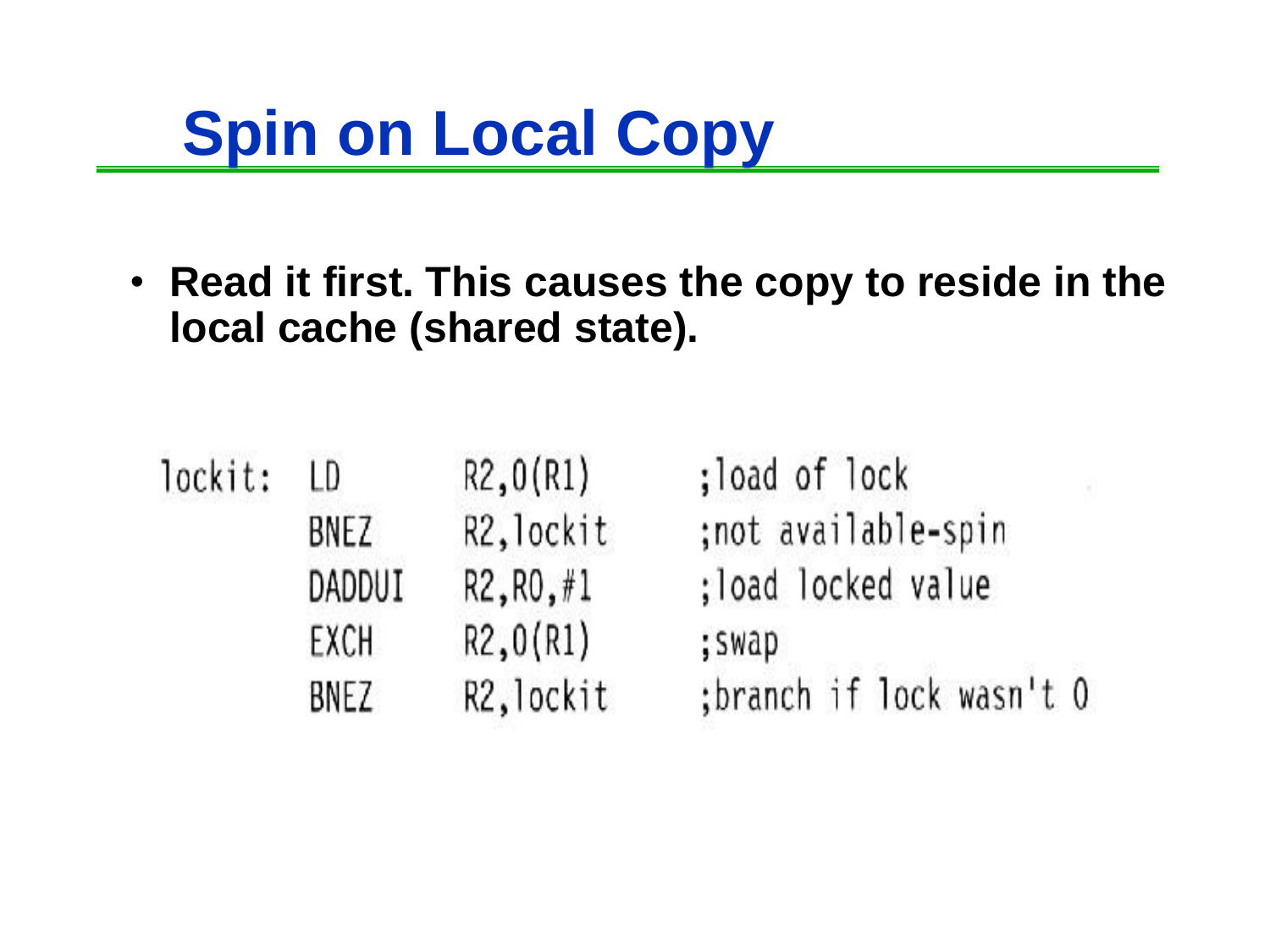# Spin on Local Copy

- **Read it first. This causes the copy to reside in the local cache (shared state).**

```
lockit: LD      R2,0(R1)     ;load of lock
        BNEZ    R2,lockit    ;not available-spin
        DADDUI  R2,R0,#1     ;load locked value
        EXCH    R2,0(R1)     ;swap
        BNEZ    R2,lockit    ;branch if lock wasn't 0
```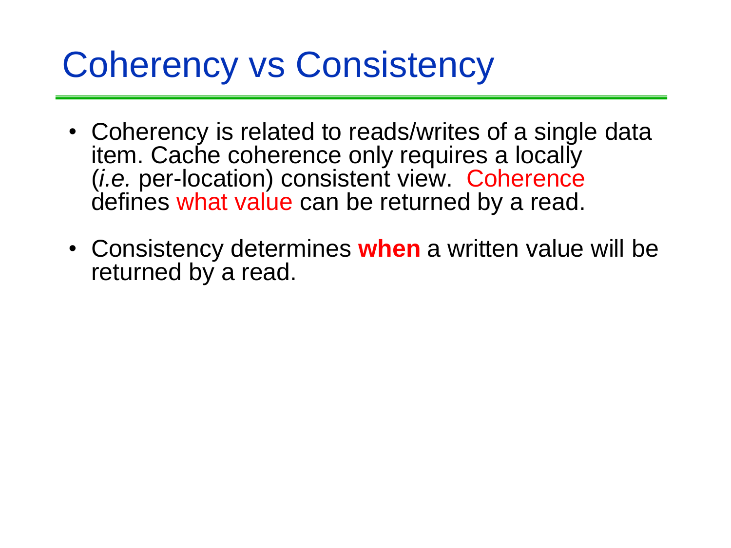# Coherency vs Consistency

- Coherency is related to reads/writes of a single data item. Cache coherence only requires a locally (*i.e.* per-location) consistent view. Coherence defines what value can be returned by a read.
- Consistency determines **when** a written value will be returned by a read.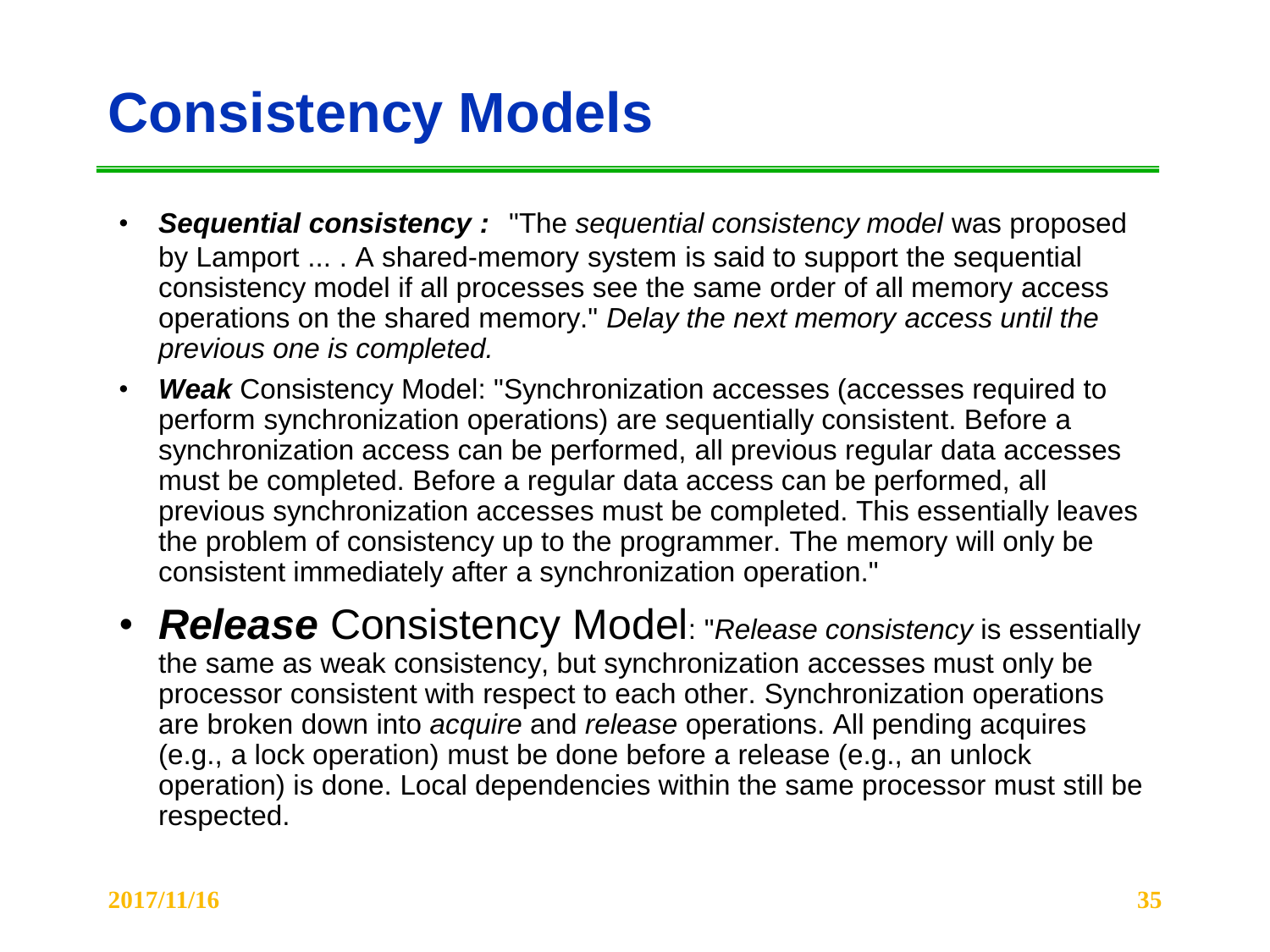# Consistency Models

- ***Sequential consistency :*** "The *sequential consistency model* was proposed by Lamport ... . A shared-memory system is said to support the sequential consistency model if all processes see the same order of all memory access operations on the shared memory." *Delay the next memory access until the previous one is completed.*
- ***Weak*** Consistency Model: "Synchronization accesses (accesses required to perform synchronization operations) are sequentially consistent. Before a synchronization access can be performed, all previous regular data accesses must be completed. Before a regular data access can be performed, all previous synchronization accesses must be completed. This essentially leaves the problem of consistency up to the programmer. The memory will only be consistent immediately after a synchronization operation."
- ***Release*** Consistency Model: "*Release consistency* is essentially the same as weak consistency, but synchronization accesses must only be processor consistent with respect to each other. Synchronization operations are broken down into *acquire* and *release* operations. All pending acquires (e.g., a lock operation) must be done before a release (e.g., an unlock operation) is done. Local dependencies within the same processor must still be respected.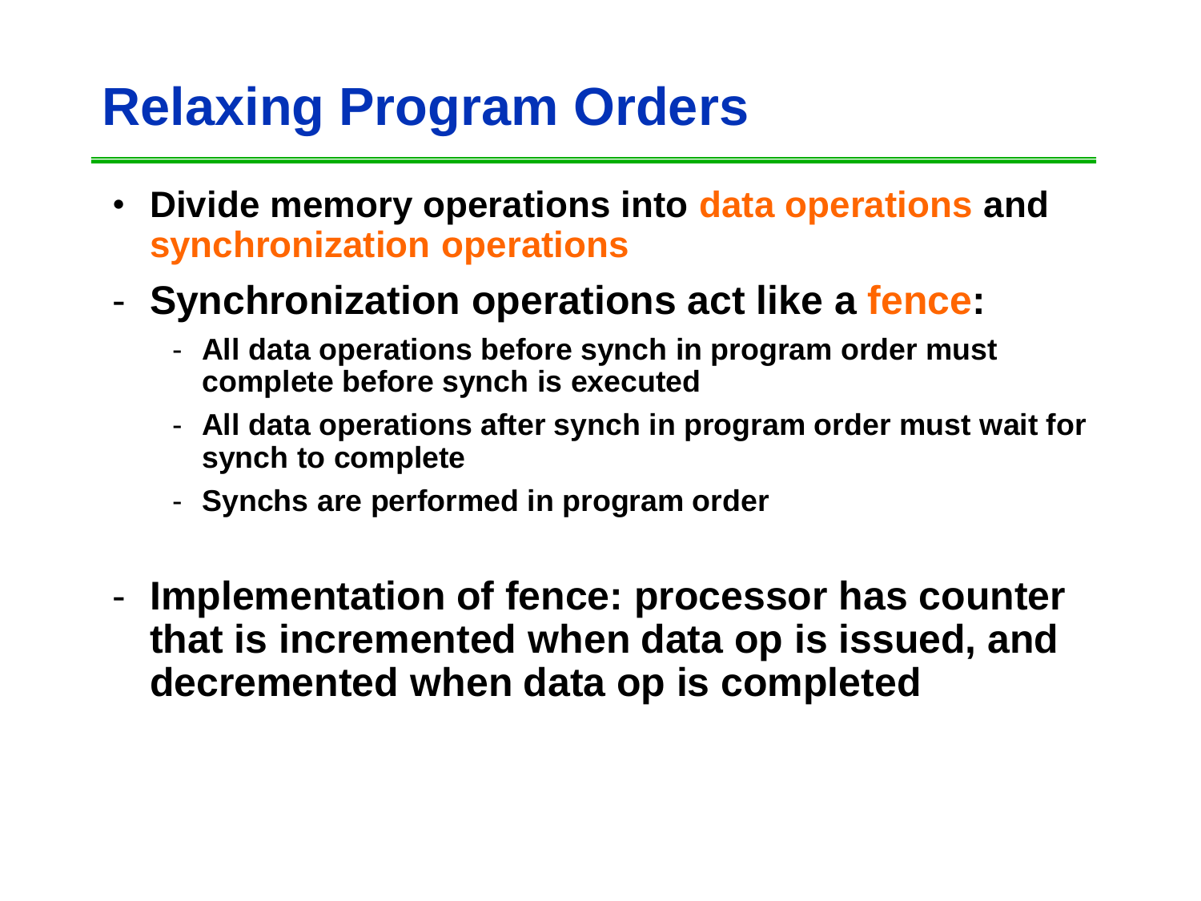# Relaxing Program Orders

- **Divide memory operations into data operations and synchronization operations**
- **Synchronization operations act like a fence:**
  - **All data operations before synch in program order must complete before synch is executed**
  - **All data operations after synch in program order must wait for synch to complete**
  - **Synchs are performed in program order**
- **Implementation of fence: processor has counter that is incremented when data op is issued, and decremented when data op is completed**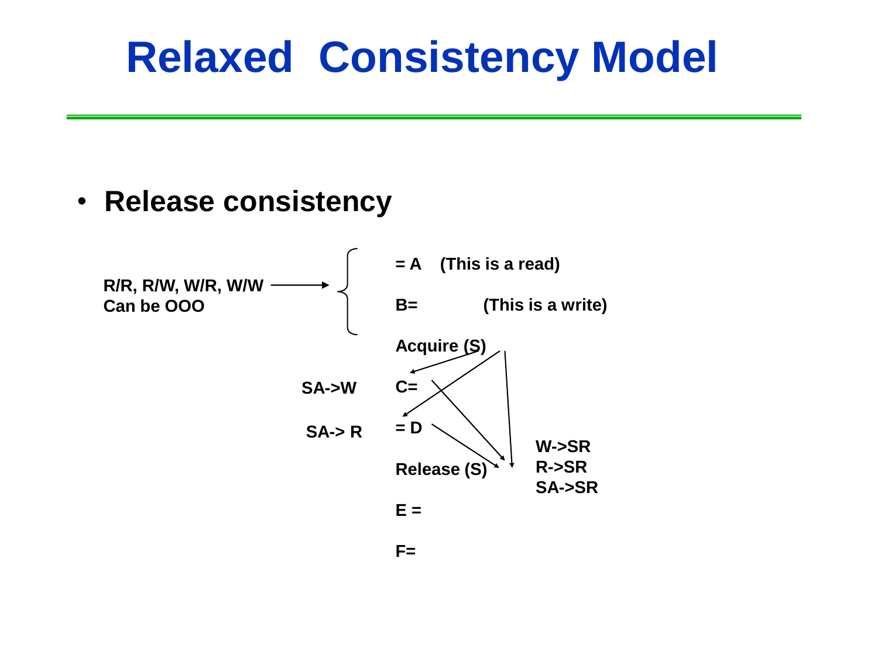# Relaxed Consistency Model

- **Release consistency**

**R/R, R/W, W/R, W/W Can be OOO** → 

= A (This is a read)

B= (This is a write)

Acquire (S)

SA->W C=

SA-> R = D

Release (S)

W->SR
R->SR
SA->SR

E =

F=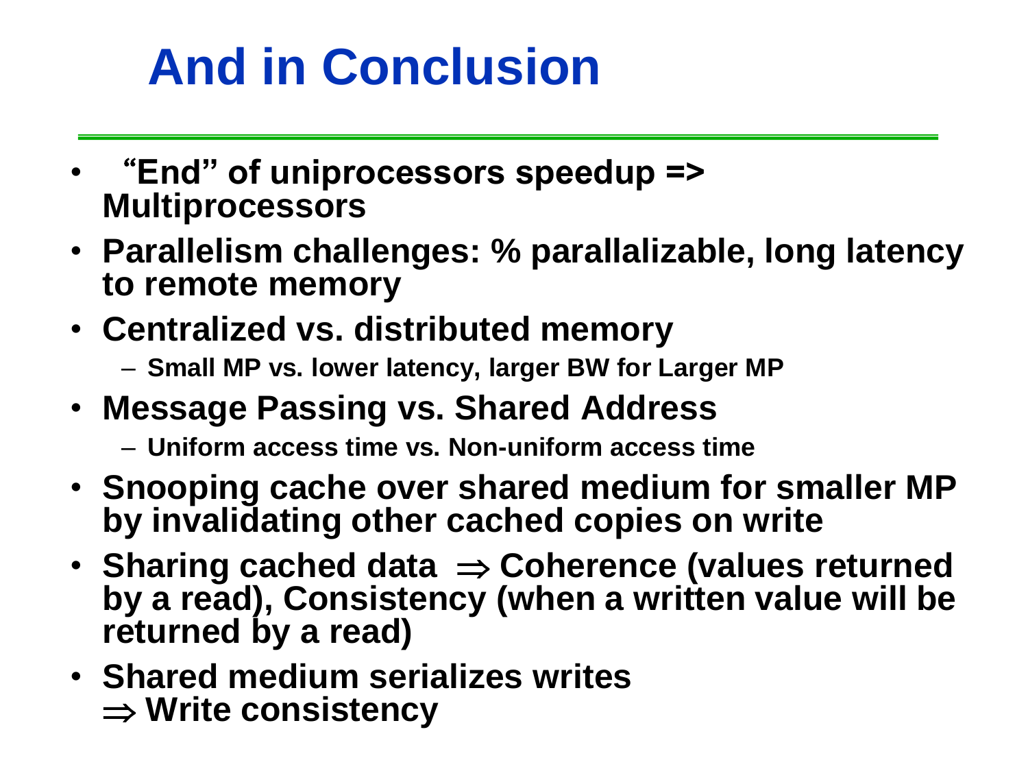# And in Conclusion

- "End" of uniprocessors speedup => Multiprocessors
- Parallelism challenges: % parallalizable, long latency to remote memory
- Centralized vs. distributed memory
  - Small MP vs. lower latency, larger BW for Larger MP
- Message Passing vs. Shared Address
  - Uniform access time vs. Non-uniform access time
- Snooping cache over shared medium for smaller MP by invalidating other cached copies on write
- Sharing cached data $\Rightarrow$ Coherence (values returned by a read), Consistency (when a written value will be returned by a read)
- Shared medium serializes writes
  $\Rightarrow$ Write consistency